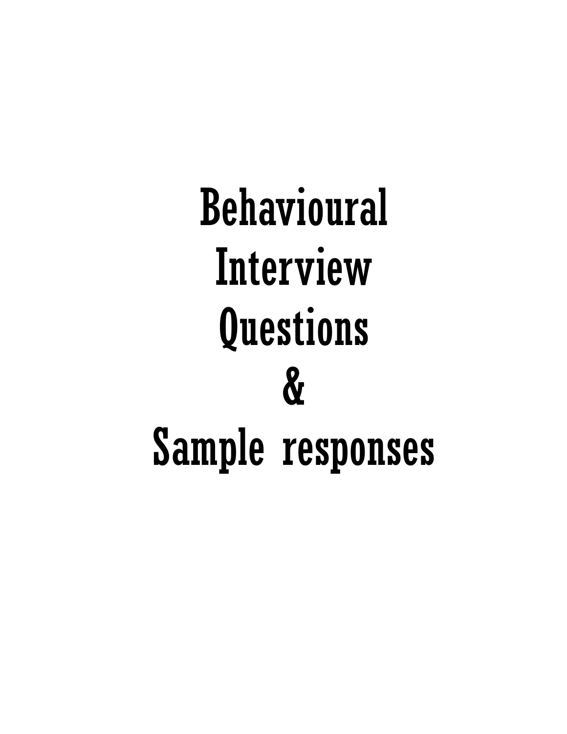# Behavioural Interview Questions & Sample responses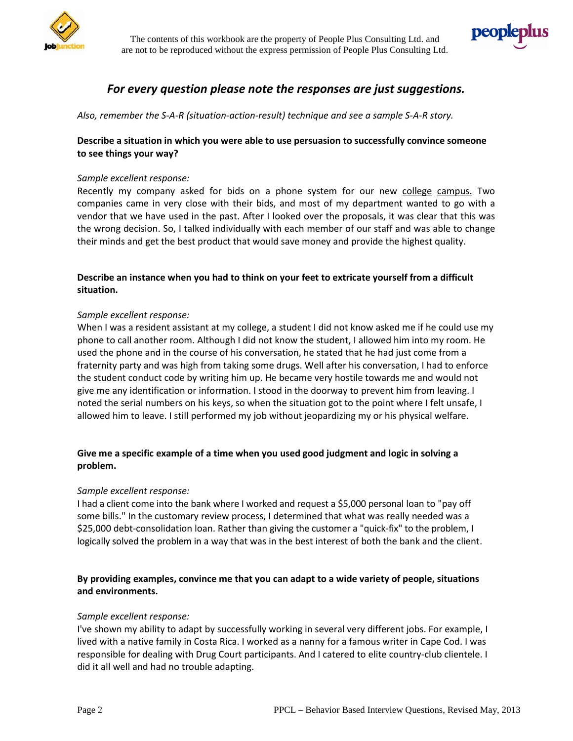### *For every question please note the responses are just suggestions.*

*Also, remember the S-A-R (situation-action-result) technique and see a sample S-A-R story.*

**Describe a situation in which you were able to use persuasion to successfully convince someone to see things your way?**

*Sample excellent response:*
Recently my company asked for bids on a phone system for our new college campus. Two companies came in very close with their bids, and most of my department wanted to go with a vendor that we have used in the past. After I looked over the proposals, it was clear that this was the wrong decision. So, I talked individually with each member of our staff and was able to change their minds and get the best product that would save money and provide the highest quality.

**Describe an instance when you had to think on your feet to extricate yourself from a difficult situation.**

*Sample excellent response:*
When I was a resident assistant at my college, a student I did not know asked me if he could use my phone to call another room. Although I did not know the student, I allowed him into my room. He used the phone and in the course of his conversation, he stated that he had just come from a fraternity party and was high from taking some drugs. Well after his conversation, I had to enforce the student conduct code by writing him up. He became very hostile towards me and would not give me any identification or information. I stood in the doorway to prevent him from leaving. I noted the serial numbers on his keys, so when the situation got to the point where I felt unsafe, I allowed him to leave. I still performed my job without jeopardizing my or his physical welfare.

**Give me a specific example of a time when you used good judgment and logic in solving a problem.**

*Sample excellent response:*
I had a client come into the bank where I worked and request a $5,000 personal loan to "pay off some bills." In the customary review process, I determined that what was really needed was a $25,000 debt-consolidation loan. Rather than giving the customer a "quick-fix" to the problem, I logically solved the problem in a way that was in the best interest of both the bank and the client.

**By providing examples, convince me that you can adapt to a wide variety of people, situations and environments.**

*Sample excellent response:*
I've shown my ability to adapt by successfully working in several very different jobs. For example, I lived with a native family in Costa Rica. I worked as a nanny for a famous writer in Cape Cod. I was responsible for dealing with Drug Court participants. And I catered to elite country-club clientele. I did it all well and had no trouble adapting.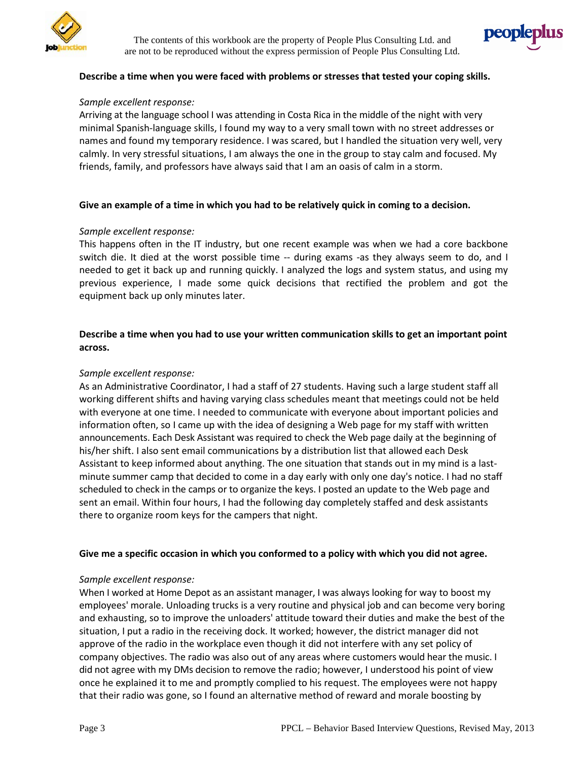**Describe a time when you were faced with problems or stresses that tested your coping skills.**

*Sample excellent response:*
Arriving at the language school I was attending in Costa Rica in the middle of the night with very minimal Spanish-language skills, I found my way to a very small town with no street addresses or names and found my temporary residence. I was scared, but I handled the situation very well, very calmly. In very stressful situations, I am always the one in the group to stay calm and focused. My friends, family, and professors have always said that I am an oasis of calm in a storm.

**Give an example of a time in which you had to be relatively quick in coming to a decision.**

*Sample excellent response:*
This happens often in the IT industry, but one recent example was when we had a core backbone switch die. It died at the worst possible time -- during exams -as they always seem to do, and I needed to get it back up and running quickly. I analyzed the logs and system status, and using my previous experience, I made some quick decisions that rectified the problem and got the equipment back up only minutes later.

**Describe a time when you had to use your written communication skills to get an important point across.**

*Sample excellent response:*
As an Administrative Coordinator, I had a staff of 27 students. Having such a large student staff all working different shifts and having varying class schedules meant that meetings could not be held with everyone at one time. I needed to communicate with everyone about important policies and information often, so I came up with the idea of designing a Web page for my staff with written announcements. Each Desk Assistant was required to check the Web page daily at the beginning of his/her shift. I also sent email communications by a distribution list that allowed each Desk Assistant to keep informed about anything. The one situation that stands out in my mind is a last-minute summer camp that decided to come in a day early with only one day's notice. I had no staff scheduled to check in the camps or to organize the keys. I posted an update to the Web page and sent an email. Within four hours, I had the following day completely staffed and desk assistants there to organize room keys for the campers that night.

**Give me a specific occasion in which you conformed to a policy with which you did not agree.**

*Sample excellent response:*
When I worked at Home Depot as an assistant manager, I was always looking for way to boost my employees' morale. Unloading trucks is a very routine and physical job and can become very boring and exhausting, so to improve the unloaders' attitude toward their duties and make the best of the situation, I put a radio in the receiving dock. It worked; however, the district manager did not approve of the radio in the workplace even though it did not interfere with any set policy of company objectives. The radio was also out of any areas where customers would hear the music. I did not agree with my DMs decision to remove the radio; however, I understood his point of view once he explained it to me and promptly complied to his request. The employees were not happy that their radio was gone, so I found an alternative method of reward and morale boosting by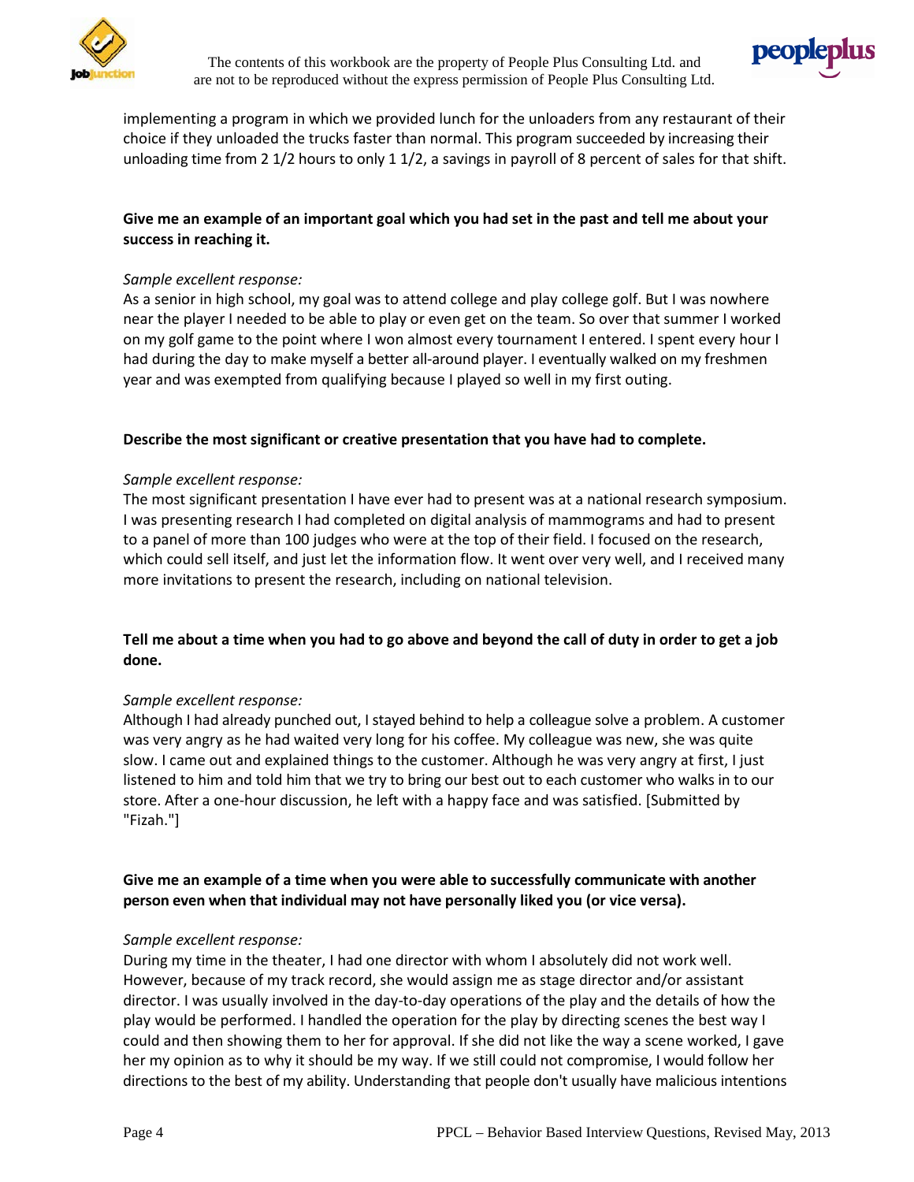implementing a program in which we provided lunch for the unloaders from any restaurant of their choice if they unloaded the trucks faster than normal. This program succeeded by increasing their unloading time from 2 1/2 hours to only 1 1/2, a savings in payroll of 8 percent of sales for that shift.

**Give me an example of an important goal which you had set in the past and tell me about your success in reaching it.**

*Sample excellent response:*

As a senior in high school, my goal was to attend college and play college golf. But I was nowhere near the player I needed to be able to play or even get on the team. So over that summer I worked on my golf game to the point where I won almost every tournament I entered. I spent every hour I had during the day to make myself a better all-around player. I eventually walked on my freshmen year and was exempted from qualifying because I played so well in my first outing.

**Describe the most significant or creative presentation that you have had to complete.**

*Sample excellent response:*

The most significant presentation I have ever had to present was at a national research symposium. I was presenting research I had completed on digital analysis of mammograms and had to present to a panel of more than 100 judges who were at the top of their field. I focused on the research, which could sell itself, and just let the information flow. It went over very well, and I received many more invitations to present the research, including on national television.

**Tell me about a time when you had to go above and beyond the call of duty in order to get a job done.**

*Sample excellent response:*

Although I had already punched out, I stayed behind to help a colleague solve a problem. A customer was very angry as he had waited very long for his coffee. My colleague was new, she was quite slow. I came out and explained things to the customer. Although he was very angry at first, I just listened to him and told him that we try to bring our best out to each customer who walks in to our store. After a one-hour discussion, he left with a happy face and was satisfied. [Submitted by "Fizah."]

**Give me an example of a time when you were able to successfully communicate with another person even when that individual may not have personally liked you (or vice versa).**

*Sample excellent response:*

During my time in the theater, I had one director with whom I absolutely did not work well. However, because of my track record, she would assign me as stage director and/or assistant director. I was usually involved in the day-to-day operations of the play and the details of how the play would be performed. I handled the operation for the play by directing scenes the best way I could and then showing them to her for approval. If she did not like the way a scene worked, I gave her my opinion as to why it should be my way. If we still could not compromise, I would follow her directions to the best of my ability. Understanding that people don't usually have malicious intentions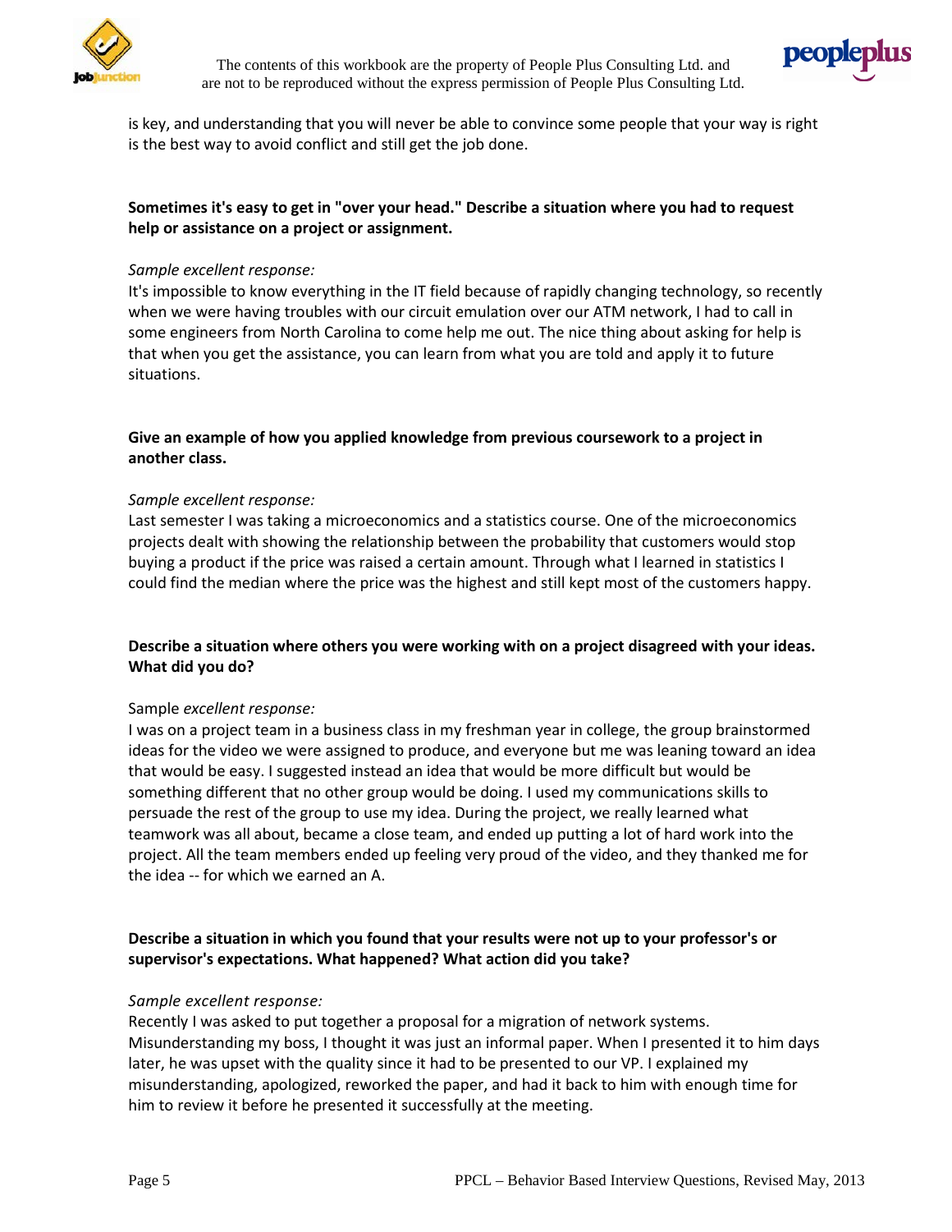is key, and understanding that you will never be able to convince some people that your way is right is the best way to avoid conflict and still get the job done.

**Sometimes it's easy to get in "over your head." Describe a situation where you had to request help or assistance on a project or assignment.**

*Sample excellent response:*
It's impossible to know everything in the IT field because of rapidly changing technology, so recently when we were having troubles with our circuit emulation over our ATM network, I had to call in some engineers from North Carolina to come help me out. The nice thing about asking for help is that when you get the assistance, you can learn from what you are told and apply it to future situations.

**Give an example of how you applied knowledge from previous coursework to a project in another class.**

*Sample excellent response:*
Last semester I was taking a microeconomics and a statistics course. One of the microeconomics projects dealt with showing the relationship between the probability that customers would stop buying a product if the price was raised a certain amount. Through what I learned in statistics I could find the median where the price was the highest and still kept most of the customers happy.

**Describe a situation where others you were working with on a project disagreed with your ideas. What did you do?**

Sample *excellent response:*
I was on a project team in a business class in my freshman year in college, the group brainstormed ideas for the video we were assigned to produce, and everyone but me was leaning toward an idea that would be easy. I suggested instead an idea that would be more difficult but would be something different that no other group would be doing. I used my communications skills to persuade the rest of the group to use my idea. During the project, we really learned what teamwork was all about, became a close team, and ended up putting a lot of hard work into the project. All the team members ended up feeling very proud of the video, and they thanked me for the idea -- for which we earned an A.

**Describe a situation in which you found that your results were not up to your professor's or supervisor's expectations. What happened? What action did you take?**

*Sample excellent response:*
Recently I was asked to put together a proposal for a migration of network systems. Misunderstanding my boss, I thought it was just an informal paper. When I presented it to him days later, he was upset with the quality since it had to be presented to our VP. I explained my misunderstanding, apologized, reworked the paper, and had it back to him with enough time for him to review it before he presented it successfully at the meeting.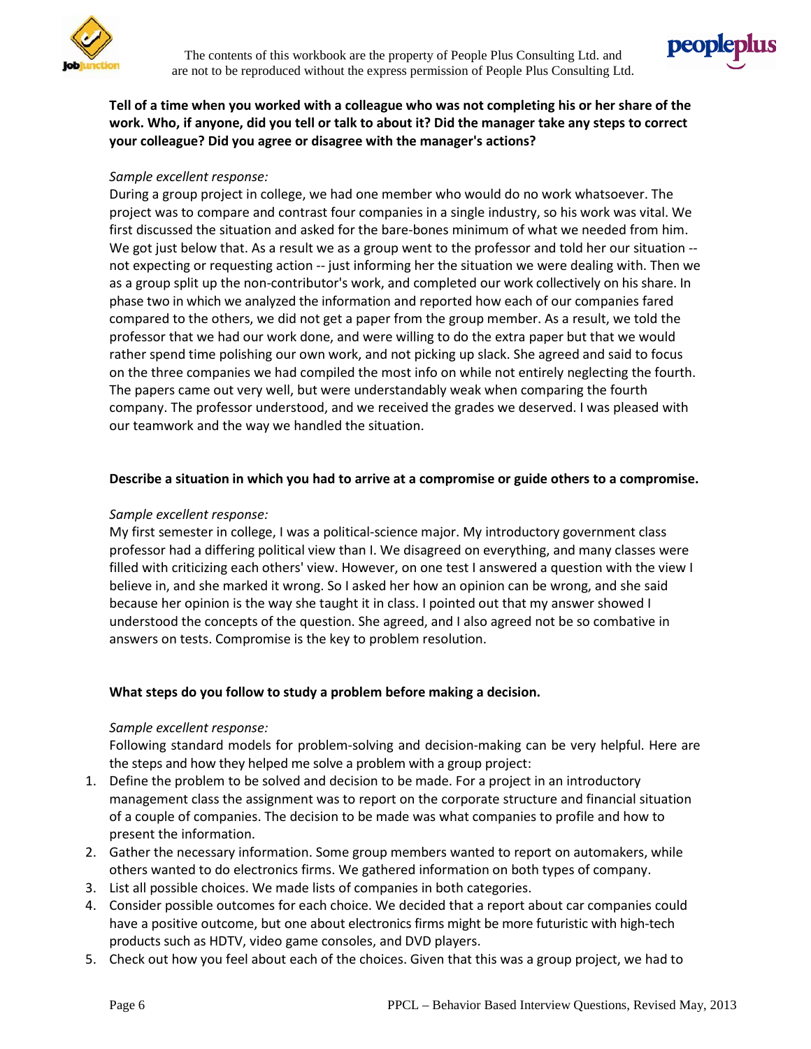**Tell of a time when you worked with a colleague who was not completing his or her share of the work. Who, if anyone, did you tell or talk to about it? Did the manager take any steps to correct your colleague? Did you agree or disagree with the manager's actions?**

*Sample excellent response:*

During a group project in college, we had one member who would do no work whatsoever. The project was to compare and contrast four companies in a single industry, so his work was vital. We first discussed the situation and asked for the bare-bones minimum of what we needed from him. We got just below that. As a result we as a group went to the professor and told her our situation -- not expecting or requesting action -- just informing her the situation we were dealing with. Then we as a group split up the non-contributor's work, and completed our work collectively on his share. In phase two in which we analyzed the information and reported how each of our companies fared compared to the others, we did not get a paper from the group member. As a result, we told the professor that we had our work done, and were willing to do the extra paper but that we would rather spend time polishing our own work, and not picking up slack. She agreed and said to focus on the three companies we had compiled the most info on while not entirely neglecting the fourth. The papers came out very well, but were understandably weak when comparing the fourth company. The professor understood, and we received the grades we deserved. I was pleased with our teamwork and the way we handled the situation.

**Describe a situation in which you had to arrive at a compromise or guide others to a compromise.**

*Sample excellent response:*

My first semester in college, I was a political-science major. My introductory government class professor had a differing political view than I. We disagreed on everything, and many classes were filled with criticizing each others' view. However, on one test I answered a question with the view I believe in, and she marked it wrong. So I asked her how an opinion can be wrong, and she said because her opinion is the way she taught it in class. I pointed out that my answer showed I understood the concepts of the question. She agreed, and I also agreed not be so combative in answers on tests. Compromise is the key to problem resolution.

**What steps do you follow to study a problem before making a decision.**

*Sample excellent response:*

Following standard models for problem-solving and decision-making can be very helpful. Here are the steps and how they helped me solve a problem with a group project:

1. Define the problem to be solved and decision to be made. For a project in an introductory management class the assignment was to report on the corporate structure and financial situation of a couple of companies. The decision to be made was what companies to profile and how to present the information.
2. Gather the necessary information. Some group members wanted to report on automakers, while others wanted to do electronics firms. We gathered information on both types of company.
3. List all possible choices. We made lists of companies in both categories.
4. Consider possible outcomes for each choice. We decided that a report about car companies could have a positive outcome, but one about electronics firms might be more futuristic with high-tech products such as HDTV, video game consoles, and DVD players.
5. Check out how you feel about each of the choices. Given that this was a group project, we had to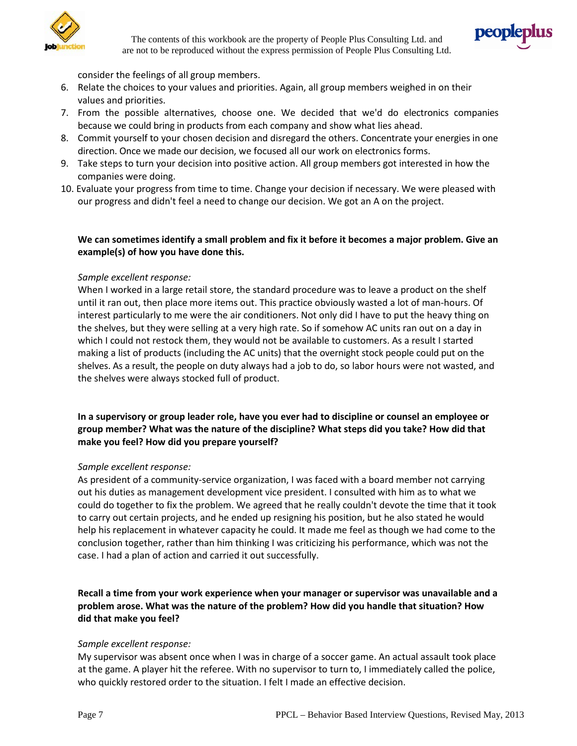consider the feelings of all group members.

6. Relate the choices to your values and priorities. Again, all group members weighed in on their values and priorities.
7. From the possible alternatives, choose one. We decided that we'd do electronics companies because we could bring in products from each company and show what lies ahead.
8. Commit yourself to your chosen decision and disregard the others. Concentrate your energies in one direction. Once we made our decision, we focused all our work on electronics forms.
9. Take steps to turn your decision into positive action. All group members got interested in how the companies were doing.
10. Evaluate your progress from time to time. Change your decision if necessary. We were pleased with our progress and didn't feel a need to change our decision. We got an A on the project.

**We can sometimes identify a small problem and fix it before it becomes a major problem. Give an example(s) of how you have done this.**

*Sample excellent response:*

When I worked in a large retail store, the standard procedure was to leave a product on the shelf until it ran out, then place more items out. This practice obviously wasted a lot of man-hours. Of interest particularly to me were the air conditioners. Not only did I have to put the heavy thing on the shelves, but they were selling at a very high rate. So if somehow AC units ran out on a day in which I could not restock them, they would not be available to customers. As a result I started making a list of products (including the AC units) that the overnight stock people could put on the shelves. As a result, the people on duty always had a job to do, so labor hours were not wasted, and the shelves were always stocked full of product.

**In a supervisory or group leader role, have you ever had to discipline or counsel an employee or group member? What was the nature of the discipline? What steps did you take? How did that make you feel? How did you prepare yourself?**

*Sample excellent response:*

As president of a community-service organization, I was faced with a board member not carrying out his duties as management development vice president. I consulted with him as to what we could do together to fix the problem. We agreed that he really couldn't devote the time that it took to carry out certain projects, and he ended up resigning his position, but he also stated he would help his replacement in whatever capacity he could. It made me feel as though we had come to the conclusion together, rather than him thinking I was criticizing his performance, which was not the case. I had a plan of action and carried it out successfully.

**Recall a time from your work experience when your manager or supervisor was unavailable and a problem arose. What was the nature of the problem? How did you handle that situation? How did that make you feel?**

*Sample excellent response:*

My supervisor was absent once when I was in charge of a soccer game. An actual assault took place at the game. A player hit the referee. With no supervisor to turn to, I immediately called the police, who quickly restored order to the situation. I felt I made an effective decision.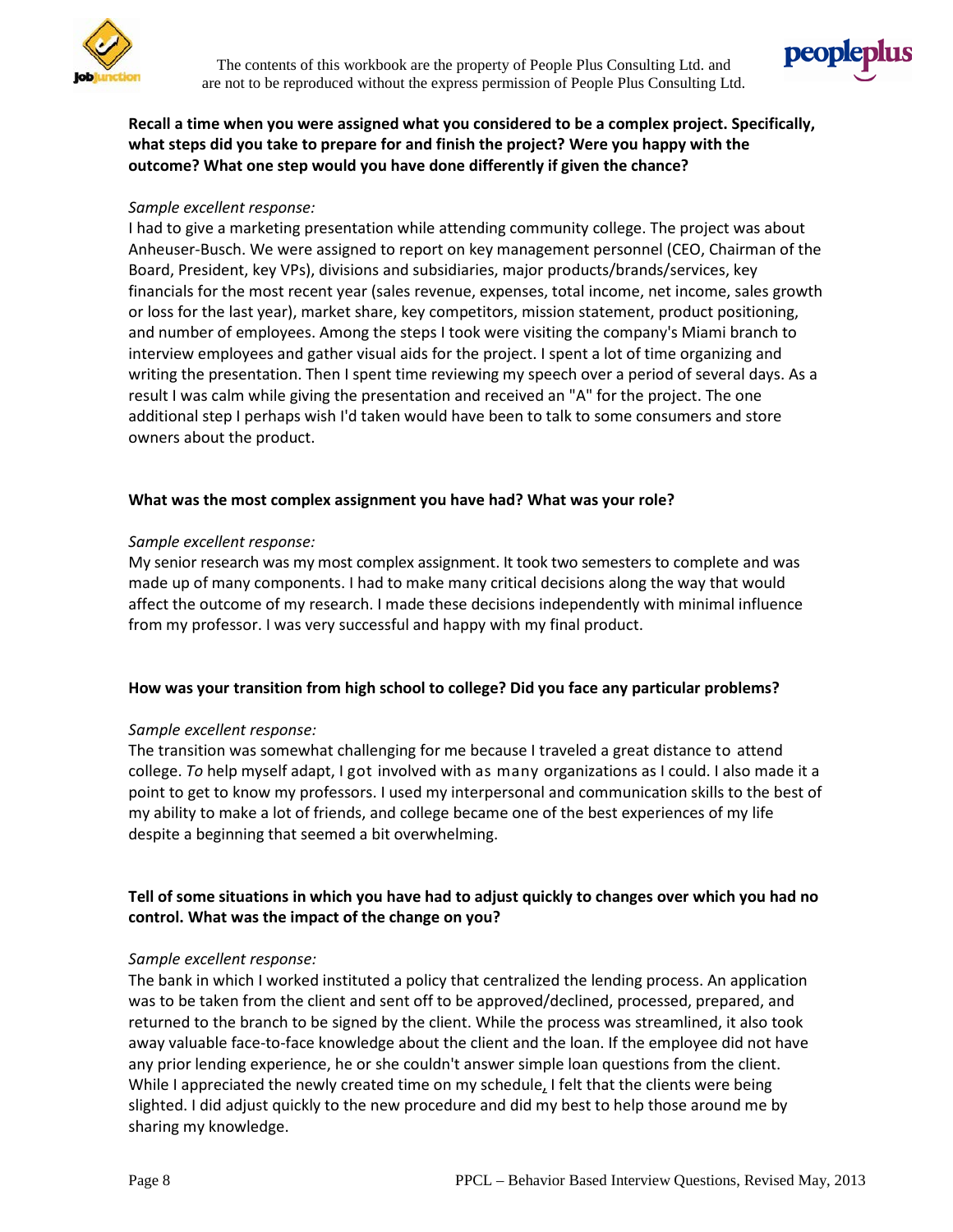**Recall a time when you were assigned what you considered to be a complex project. Specifically, what steps did you take to prepare for and finish the project? Were you happy with the outcome? What one step would you have done differently if given the chance?**

*Sample excellent response:*

I had to give a marketing presentation while attending community college. The project was about Anheuser-Busch. We were assigned to report on key management personnel (CEO, Chairman of the Board, President, key VPs), divisions and subsidiaries, major products/brands/services, key financials for the most recent year (sales revenue, expenses, total income, net income, sales growth or loss for the last year), market share, key competitors, mission statement, product positioning, and number of employees. Among the steps I took were visiting the company's Miami branch to interview employees and gather visual aids for the project. I spent a lot of time organizing and writing the presentation. Then I spent time reviewing my speech over a period of several days. As a result I was calm while giving the presentation and received an "A" for the project. The one additional step I perhaps wish I'd taken would have been to talk to some consumers and store owners about the product.

**What was the most complex assignment you have had? What was your role?**

*Sample excellent response:*

My senior research was my most complex assignment. It took two semesters to complete and was made up of many components. I had to make many critical decisions along the way that would affect the outcome of my research. I made these decisions independently with minimal influence from my professor. I was very successful and happy with my final product.

**How was your transition from high school to college? Did you face any particular problems?**

*Sample excellent response:*

The transition was somewhat challenging for me because I traveled a great distance to attend college. *To* help myself adapt, I got involved with as many organizations as I could. I also made it a point to get to know my professors. I used my interpersonal and communication skills to the best of my ability to make a lot of friends, and college became one of the best experiences of my life despite a beginning that seemed a bit overwhelming.

**Tell of some situations in which you have had to adjust quickly to changes over which you had no control. What was the impact of the change on you?**

*Sample excellent response:*

The bank in which I worked instituted a policy that centralized the lending process. An application was to be taken from the client and sent off to be approved/declined, processed, prepared, and returned to the branch to be signed by the client. While the process was streamlined, it also took away valuable face-to-face knowledge about the client and the loan. If the employee did not have any prior lending experience, he or she couldn't answer simple loan questions from the client. While I appreciated the newly created time on my schedule, I felt that the clients were being slighted. I did adjust quickly to the new procedure and did my best to help those around me by sharing my knowledge.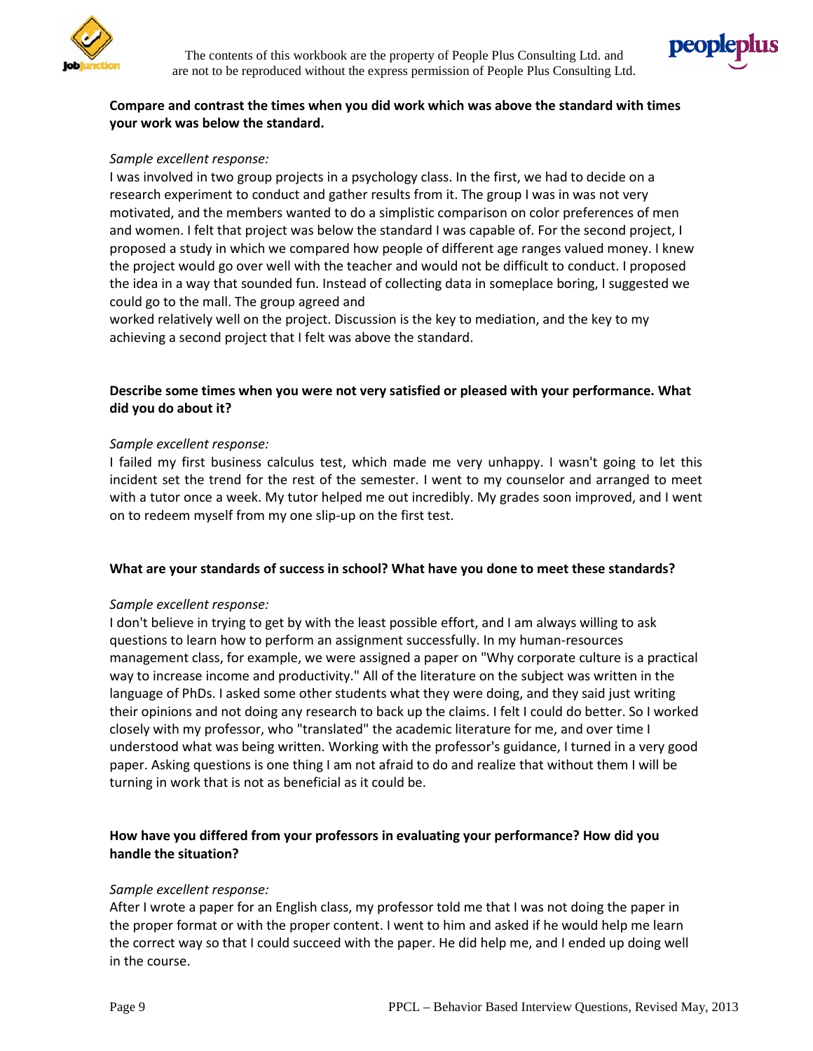**Compare and contrast the times when you did work which was above the standard with times your work was below the standard.**

*Sample excellent response:*

I was involved in two group projects in a psychology class. In the first, we had to decide on a research experiment to conduct and gather results from it. The group I was in was not very motivated, and the members wanted to do a simplistic comparison on color preferences of men and women. I felt that project was below the standard I was capable of. For the second project, I proposed a study in which we compared how people of different age ranges valued money. I knew the project would go over well with the teacher and would not be difficult to conduct. I proposed the idea in a way that sounded fun. Instead of collecting data in someplace boring, I suggested we could go to the mall. The group agreed and worked relatively well on the project. Discussion is the key to mediation, and the key to my achieving a second project that I felt was above the standard.

**Describe some times when you were not very satisfied or pleased with your performance. What did you do about it?**

*Sample excellent response:*

I failed my first business calculus test, which made me very unhappy. I wasn't going to let this incident set the trend for the rest of the semester. I went to my counselor and arranged to meet with a tutor once a week. My tutor helped me out incredibly. My grades soon improved, and I went on to redeem myself from my one slip-up on the first test.

**What are your standards of success in school? What have you done to meet these standards?**

*Sample excellent response:*

I don't believe in trying to get by with the least possible effort, and I am always willing to ask questions to learn how to perform an assignment successfully. In my human-resources management class, for example, we were assigned a paper on "Why corporate culture is a practical way to increase income and productivity." All of the literature on the subject was written in the language of PhDs. I asked some other students what they were doing, and they said just writing their opinions and not doing any research to back up the claims. I felt I could do better. So I worked closely with my professor, who "translated" the academic literature for me, and over time I understood what was being written. Working with the professor's guidance, I turned in a very good paper. Asking questions is one thing I am not afraid to do and realize that without them I will be turning in work that is not as beneficial as it could be.

**How have you differed from your professors in evaluating your performance? How did you handle the situation?**

*Sample excellent response:*

After I wrote a paper for an English class, my professor told me that I was not doing the paper in the proper format or with the proper content. I went to him and asked if he would help me learn the correct way so that I could succeed with the paper. He did help me, and I ended up doing well in the course.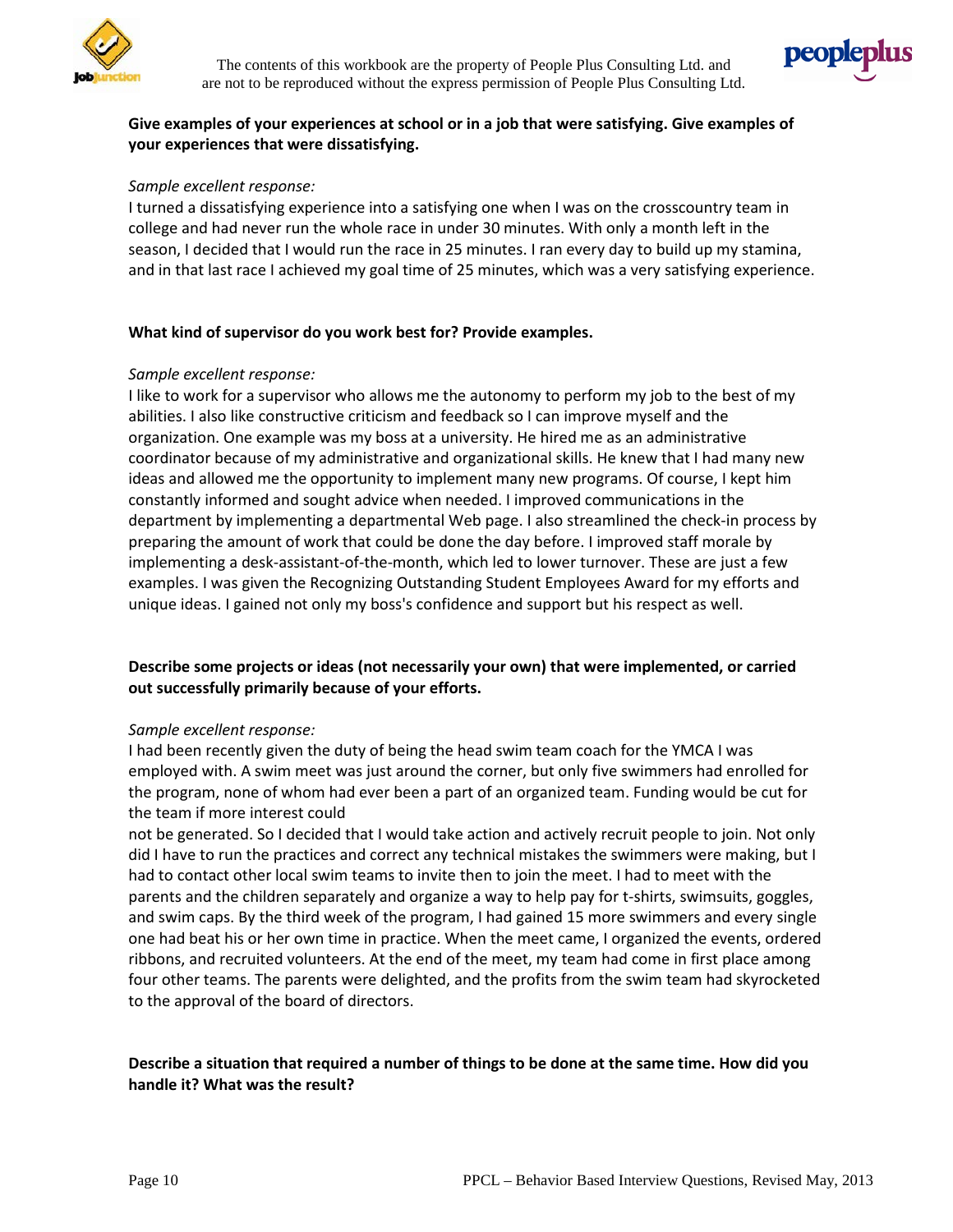**Give examples of your experiences at school or in a job that were satisfying. Give examples of your experiences that were dissatisfying.**

*Sample excellent response:*

I turned a dissatisfying experience into a satisfying one when I was on the crosscountry team in college and had never run the whole race in under 30 minutes. With only a month left in the season, I decided that I would run the race in 25 minutes. I ran every day to build up my stamina, and in that last race I achieved my goal time of 25 minutes, which was a very satisfying experience.

**What kind of supervisor do you work best for? Provide examples.**

*Sample excellent response:*

I like to work for a supervisor who allows me the autonomy to perform my job to the best of my abilities. I also like constructive criticism and feedback so I can improve myself and the organization. One example was my boss at a university. He hired me as an administrative coordinator because of my administrative and organizational skills. He knew that I had many new ideas and allowed me the opportunity to implement many new programs. Of course, I kept him constantly informed and sought advice when needed. I improved communications in the department by implementing a departmental Web page. I also streamlined the check-in process by preparing the amount of work that could be done the day before. I improved staff morale by implementing a desk-assistant-of-the-month, which led to lower turnover. These are just a few examples. I was given the Recognizing Outstanding Student Employees Award for my efforts and unique ideas. I gained not only my boss's confidence and support but his respect as well.

**Describe some projects or ideas (not necessarily your own) that were implemented, or carried out successfully primarily because of your efforts.**

*Sample excellent response:*

I had been recently given the duty of being the head swim team coach for the YMCA I was employed with. A swim meet was just around the corner, but only five swimmers had enrolled for the program, none of whom had ever been a part of an organized team. Funding would be cut for the team if more interest could not be generated. So I decided that I would take action and actively recruit people to join. Not only did I have to run the practices and correct any technical mistakes the swimmers were making, but I had to contact other local swim teams to invite then to join the meet. I had to meet with the parents and the children separately and organize a way to help pay for t-shirts, swimsuits, goggles, and swim caps. By the third week of the program, I had gained 15 more swimmers and every single one had beat his or her own time in practice. When the meet came, I organized the events, ordered ribbons, and recruited volunteers. At the end of the meet, my team had come in first place among four other teams. The parents were delighted, and the profits from the swim team had skyrocketed to the approval of the board of directors.

**Describe a situation that required a number of things to be done at the same time. How did you handle it? What was the result?**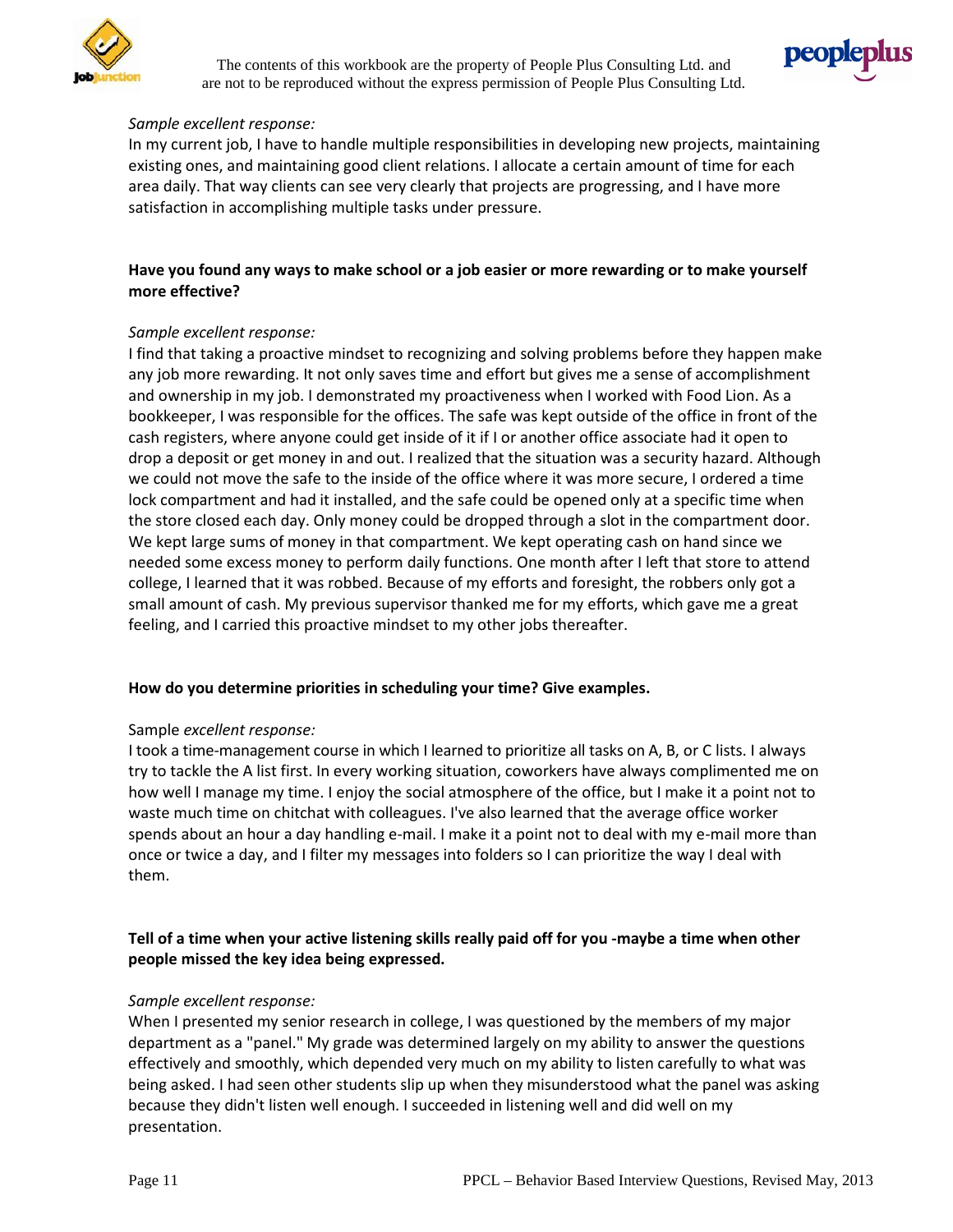*Sample excellent response:*
In my current job, I have to handle multiple responsibilities in developing new projects, maintaining existing ones, and maintaining good client relations. I allocate a certain amount of time for each area daily. That way clients can see very clearly that projects are progressing, and I have more satisfaction in accomplishing multiple tasks under pressure.

**Have you found any ways to make school or a job easier or more rewarding or to make yourself more effective?**

*Sample excellent response:*
I find that taking a proactive mindset to recognizing and solving problems before they happen make any job more rewarding. It not only saves time and effort but gives me a sense of accomplishment and ownership in my job. I demonstrated my proactiveness when I worked with Food Lion. As a bookkeeper, I was responsible for the offices. The safe was kept outside of the office in front of the cash registers, where anyone could get inside of it if I or another office associate had it open to drop a deposit or get money in and out. I realized that the situation was a security hazard. Although we could not move the safe to the inside of the office where it was more secure, I ordered a time lock compartment and had it installed, and the safe could be opened only at a specific time when the store closed each day. Only money could be dropped through a slot in the compartment door. We kept large sums of money in that compartment. We kept operating cash on hand since we needed some excess money to perform daily functions. One month after I left that store to attend college, I learned that it was robbed. Because of my efforts and foresight, the robbers only got a small amount of cash. My previous supervisor thanked me for my efforts, which gave me a great feeling, and I carried this proactive mindset to my other jobs thereafter.

**How do you determine priorities in scheduling your time? Give examples.**

Sample *excellent response:*
I took a time-management course in which I learned to prioritize all tasks on A, B, or C lists. I always try to tackle the A list first. In every working situation, coworkers have always complimented me on how well I manage my time. I enjoy the social atmosphere of the office, but I make it a point not to waste much time on chitchat with colleagues. I've also learned that the average office worker spends about an hour a day handling e-mail. I make it a point not to deal with my e-mail more than once or twice a day, and I filter my messages into folders so I can prioritize the way I deal with them.

**Tell of a time when your active listening skills really paid off for you -maybe a time when other people missed the key idea being expressed.**

*Sample excellent response:*
When I presented my senior research in college, I was questioned by the members of my major department as a "panel." My grade was determined largely on my ability to answer the questions effectively and smoothly, which depended very much on my ability to listen carefully to what was being asked. I had seen other students slip up when they misunderstood what the panel was asking because they didn't listen well enough. I succeeded in listening well and did well on my presentation.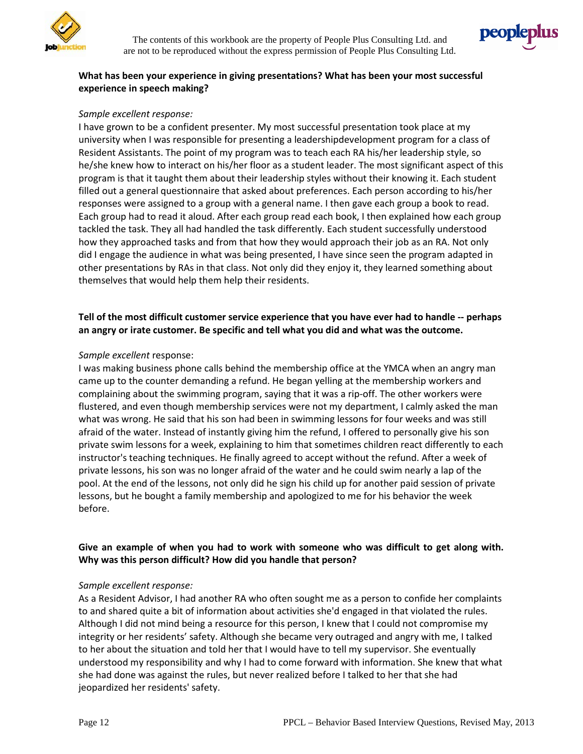**What has been your experience in giving presentations? What has been your most successful experience in speech making?**

*Sample excellent response:*
I have grown to be a confident presenter. My most successful presentation took place at my university when I was responsible for presenting a leadershipdevelopment program for a class of Resident Assistants. The point of my program was to teach each RA his/her leadership style, so he/she knew how to interact on his/her floor as a student leader. The most significant aspect of this program is that it taught them about their leadership styles without their knowing it. Each student filled out a general questionnaire that asked about preferences. Each person according to his/her responses were assigned to a group with a general name. I then gave each group a book to read. Each group had to read it aloud. After each group read each book, I then explained how each group tackled the task. They all had handled the task differently. Each student successfully understood how they approached tasks and from that how they would approach their job as an RA. Not only did I engage the audience in what was being presented, I have since seen the program adapted in other presentations by RAs in that class. Not only did they enjoy it, they learned something about themselves that would help them help their residents.

**Tell of the most difficult customer service experience that you have ever had to handle -- perhaps an angry or irate customer. Be specific and tell what you did and what was the outcome.**

*Sample excellent* response:
I was making business phone calls behind the membership office at the YMCA when an angry man came up to the counter demanding a refund. He began yelling at the membership workers and complaining about the swimming program, saying that it was a rip-off. The other workers were flustered, and even though membership services were not my department, I calmly asked the man what was wrong. He said that his son had been in swimming lessons for four weeks and was still afraid of the water. Instead of instantly giving him the refund, I offered to personally give his son private swim lessons for a week, explaining to him that sometimes children react differently to each instructor's teaching techniques. He finally agreed to accept without the refund. After a week of private lessons, his son was no longer afraid of the water and he could swim nearly a lap of the pool. At the end of the lessons, not only did he sign his child up for another paid session of private lessons, but he bought a family membership and apologized to me for his behavior the week before.

**Give an example of when you had to work with someone who was difficult to get along with. Why was this person difficult? How did you handle that person?**

*Sample excellent response:*
As a Resident Advisor, I had another RA who often sought me as a person to confide her complaints to and shared quite a bit of information about activities she'd engaged in that violated the rules. Although I did not mind being a resource for this person, I knew that I could not compromise my integrity or her residents' safety. Although she became very outraged and angry with me, I talked to her about the situation and told her that I would have to tell my supervisor. She eventually understood my responsibility and why I had to come forward with information. She knew that what she had done was against the rules, but never realized before I talked to her that she had jeopardized her residents' safety.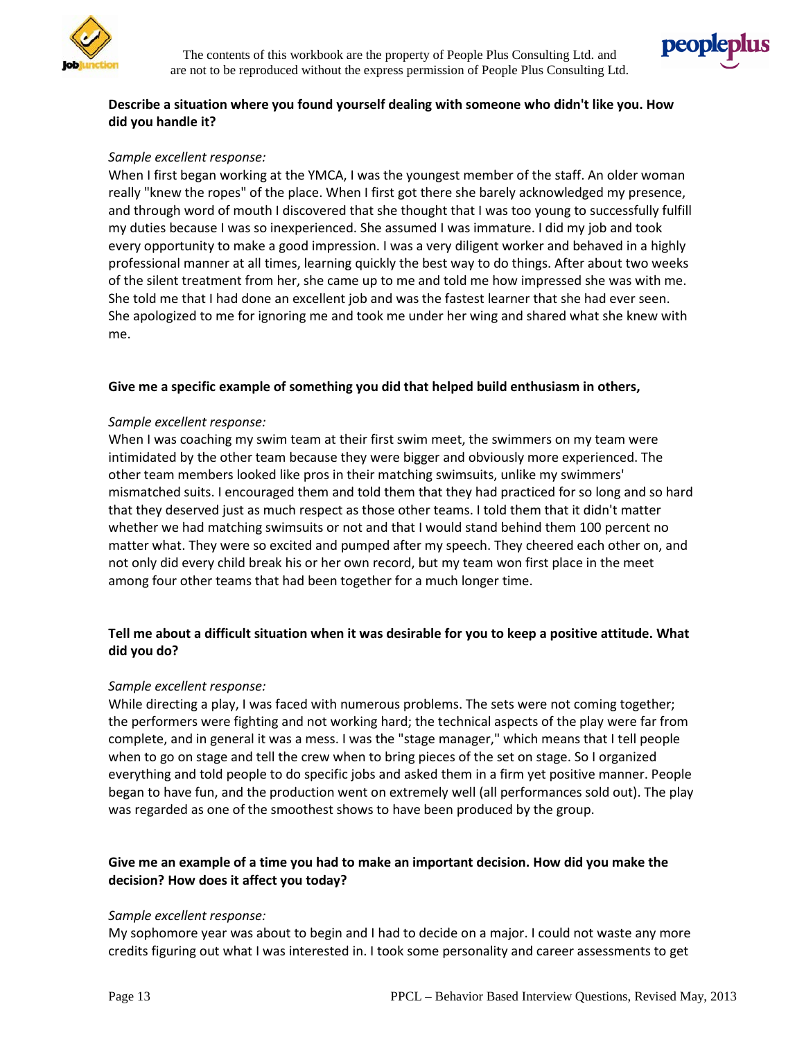**Describe a situation where you found yourself dealing with someone who didn't like you. How did you handle it?**

*Sample excellent response:*

When I first began working at the YMCA, I was the youngest member of the staff. An older woman really "knew the ropes" of the place. When I first got there she barely acknowledged my presence, and through word of mouth I discovered that she thought that I was too young to successfully fulfill my duties because I was so inexperienced. She assumed I was immature. I did my job and took every opportunity to make a good impression. I was a very diligent worker and behaved in a highly professional manner at all times, learning quickly the best way to do things. After about two weeks of the silent treatment from her, she came up to me and told me how impressed she was with me. She told me that I had done an excellent job and was the fastest learner that she had ever seen. She apologized to me for ignoring me and took me under her wing and shared what she knew with me.

**Give me a specific example of something you did that helped build enthusiasm in others,**

*Sample excellent response:*

When I was coaching my swim team at their first swim meet, the swimmers on my team were intimidated by the other team because they were bigger and obviously more experienced. The other team members looked like pros in their matching swimsuits, unlike my swimmers' mismatched suits. I encouraged them and told them that they had practiced for so long and so hard that they deserved just as much respect as those other teams. I told them that it didn't matter whether we had matching swimsuits or not and that I would stand behind them 100 percent no matter what. They were so excited and pumped after my speech. They cheered each other on, and not only did every child break his or her own record, but my team won first place in the meet among four other teams that had been together for a much longer time.

**Tell me about a difficult situation when it was desirable for you to keep a positive attitude. What did you do?**

*Sample excellent response:*

While directing a play, I was faced with numerous problems. The sets were not coming together; the performers were fighting and not working hard; the technical aspects of the play were far from complete, and in general it was a mess. I was the "stage manager," which means that I tell people when to go on stage and tell the crew when to bring pieces of the set on stage. So I organized everything and told people to do specific jobs and asked them in a firm yet positive manner. People began to have fun, and the production went on extremely well (all performances sold out). The play was regarded as one of the smoothest shows to have been produced by the group.

**Give me an example of a time you had to make an important decision. How did you make the decision? How does it affect you today?**

*Sample excellent response:*

My sophomore year was about to begin and I had to decide on a major. I could not waste any more credits figuring out what I was interested in. I took some personality and career assessments to get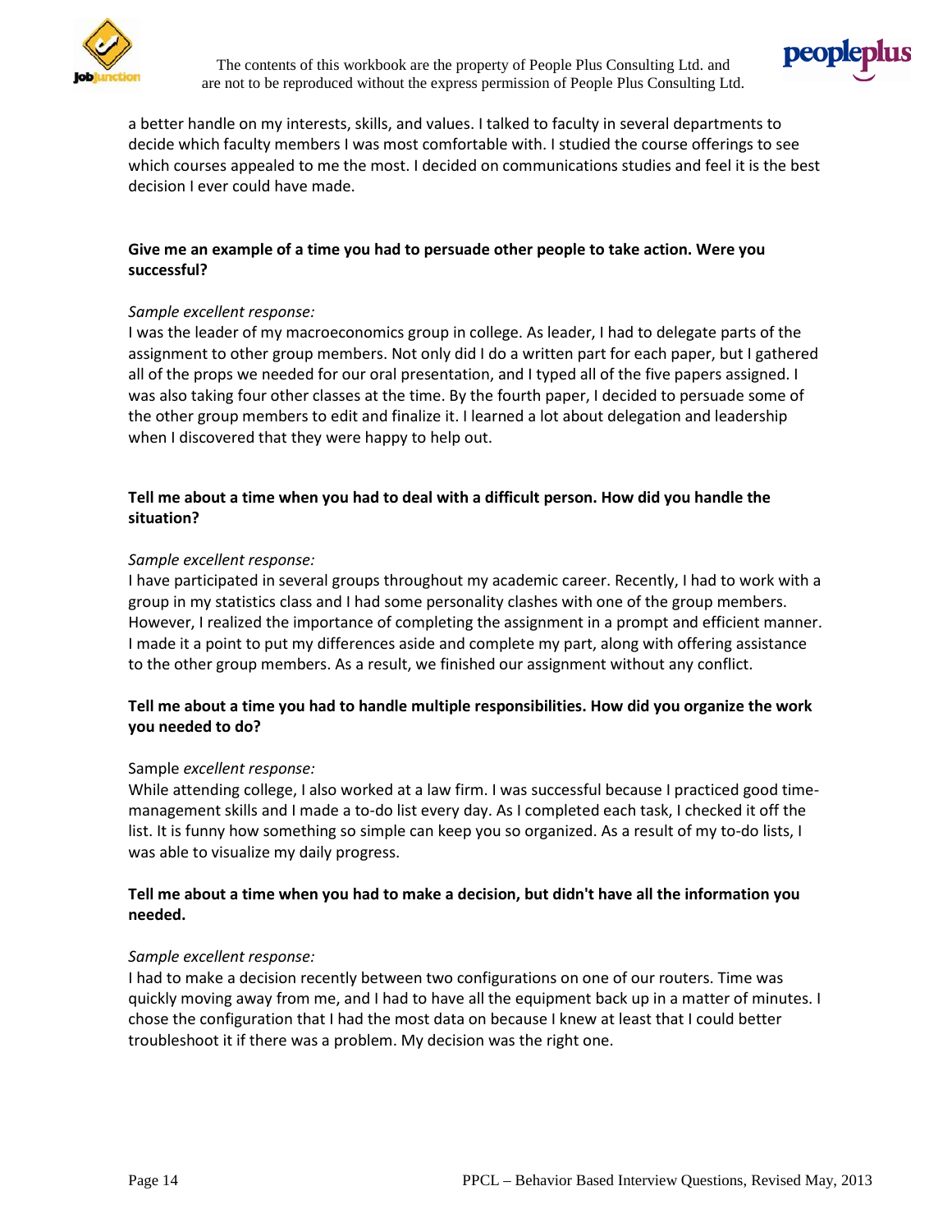a better handle on my interests, skills, and values. I talked to faculty in several departments to decide which faculty members I was most comfortable with. I studied the course offerings to see which courses appealed to me the most. I decided on communications studies and feel it is the best decision I ever could have made.

**Give me an example of a time you had to persuade other people to take action. Were you successful?**

*Sample excellent response:*
I was the leader of my macroeconomics group in college. As leader, I had to delegate parts of the assignment to other group members. Not only did I do a written part for each paper, but I gathered all of the props we needed for our oral presentation, and I typed all of the five papers assigned. I was also taking four other classes at the time. By the fourth paper, I decided to persuade some of the other group members to edit and finalize it. I learned a lot about delegation and leadership when I discovered that they were happy to help out.

**Tell me about a time when you had to deal with a difficult person. How did you handle the situation?**

*Sample excellent response:*
I have participated in several groups throughout my academic career. Recently, I had to work with a group in my statistics class and I had some personality clashes with one of the group members. However, I realized the importance of completing the assignment in a prompt and efficient manner. I made it a point to put my differences aside and complete my part, along with offering assistance to the other group members. As a result, we finished our assignment without any conflict.

**Tell me about a time you had to handle multiple responsibilities. How did you organize the work you needed to do?**

Sample *excellent response:*
While attending college, I also worked at a law firm. I was successful because I practiced good time-management skills and I made a to-do list every day. As I completed each task, I checked it off the list. It is funny how something so simple can keep you so organized. As a result of my to-do lists, I was able to visualize my daily progress.

**Tell me about a time when you had to make a decision, but didn't have all the information you needed.**

*Sample excellent response:*
I had to make a decision recently between two configurations on one of our routers. Time was quickly moving away from me, and I had to have all the equipment back up in a matter of minutes. I chose the configuration that I had the most data on because I knew at least that I could better troubleshoot it if there was a problem. My decision was the right one.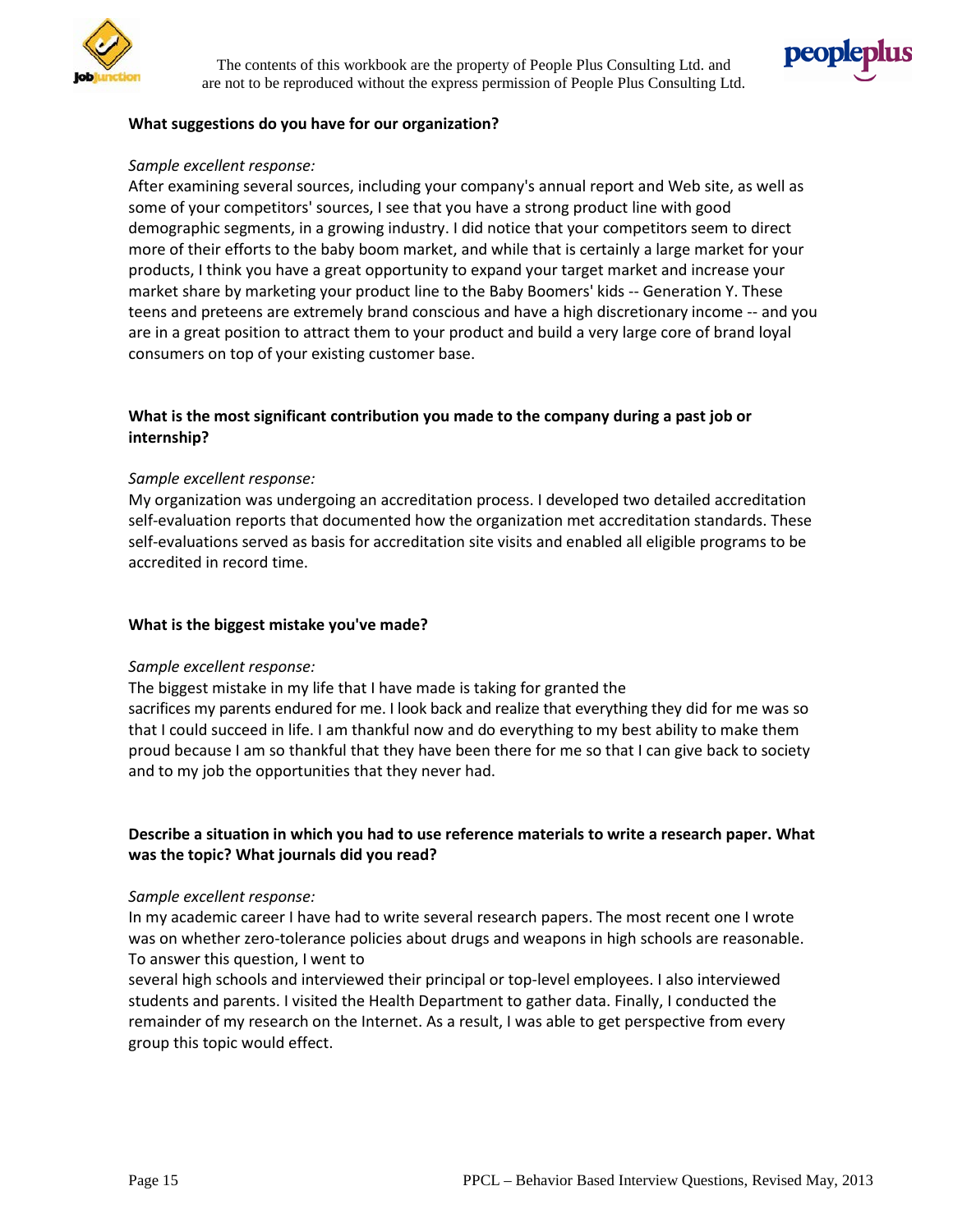**What suggestions do you have for our organization?**

*Sample excellent response:*

After examining several sources, including your company's annual report and Web site, as well as some of your competitors' sources, I see that you have a strong product line with good demographic segments, in a growing industry. I did notice that your competitors seem to direct more of their efforts to the baby boom market, and while that is certainly a large market for your products, I think you have a great opportunity to expand your target market and increase your market share by marketing your product line to the Baby Boomers' kids -- Generation Y. These teens and preteens are extremely brand conscious and have a high discretionary income -- and you are in a great position to attract them to your product and build a very large core of brand loyal consumers on top of your existing customer base.

**What is the most significant contribution you made to the company during a past job or internship?**

*Sample excellent response:*

My organization was undergoing an accreditation process. I developed two detailed accreditation self-evaluation reports that documented how the organization met accreditation standards. These self-evaluations served as basis for accreditation site visits and enabled all eligible programs to be accredited in record time.

**What is the biggest mistake you've made?**

*Sample excellent response:*

The biggest mistake in my life that I have made is taking for granted the sacrifices my parents endured for me. I look back and realize that everything they did for me was so that I could succeed in life. I am thankful now and do everything to my best ability to make them proud because I am so thankful that they have been there for me so that I can give back to society and to my job the opportunities that they never had.

**Describe a situation in which you had to use reference materials to write a research paper. What was the topic? What journals did you read?**

*Sample excellent response:*

In my academic career I have had to write several research papers. The most recent one I wrote was on whether zero-tolerance policies about drugs and weapons in high schools are reasonable. To answer this question, I went to several high schools and interviewed their principal or top-level employees. I also interviewed students and parents. I visited the Health Department to gather data. Finally, I conducted the remainder of my research on the Internet. As a result, I was able to get perspective from every group this topic would effect.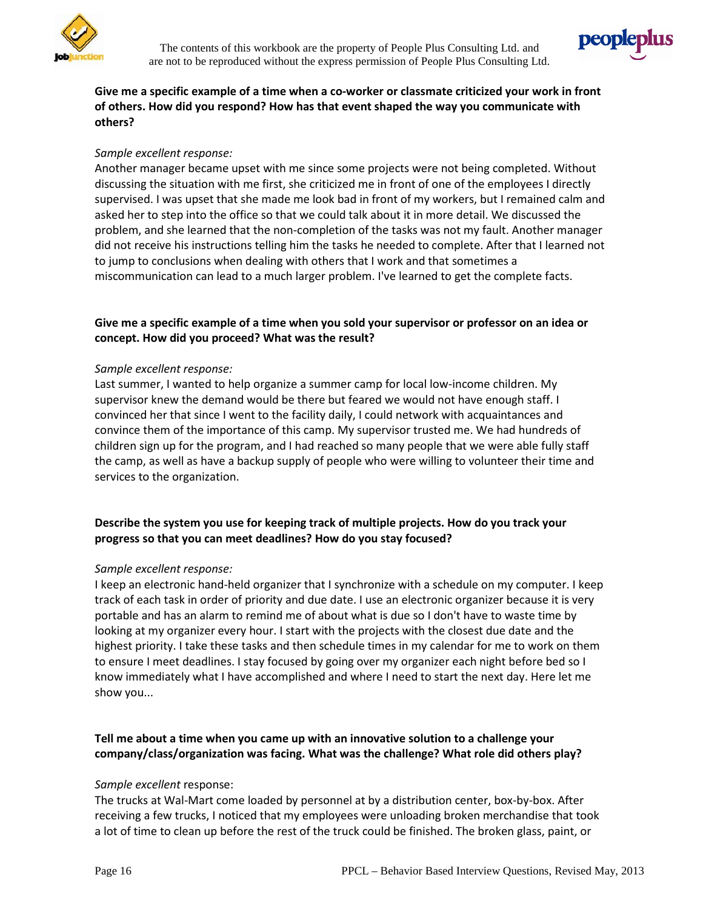**Give me a specific example of a time when a co-worker or classmate criticized your work in front of others. How did you respond? How has that event shaped the way you communicate with others?**

*Sample excellent response:*
Another manager became upset with me since some projects were not being completed. Without discussing the situation with me first, she criticized me in front of one of the employees I directly supervised. I was upset that she made me look bad in front of my workers, but I remained calm and asked her to step into the office so that we could talk about it in more detail. We discussed the problem, and she learned that the non-completion of the tasks was not my fault. Another manager did not receive his instructions telling him the tasks he needed to complete. After that I learned not to jump to conclusions when dealing with others that I work and that sometimes a miscommunication can lead to a much larger problem. I've learned to get the complete facts.

**Give me a specific example of a time when you sold your supervisor or professor on an idea or concept. How did you proceed? What was the result?**

*Sample excellent response:*
Last summer, I wanted to help organize a summer camp for local low-income children. My supervisor knew the demand would be there but feared we would not have enough staff. I convinced her that since I went to the facility daily, I could network with acquaintances and convince them of the importance of this camp. My supervisor trusted me. We had hundreds of children sign up for the program, and I had reached so many people that we were able fully staff the camp, as well as have a backup supply of people who were willing to volunteer their time and services to the organization.

**Describe the system you use for keeping track of multiple projects. How do you track your progress so that you can meet deadlines? How do you stay focused?**

*Sample excellent response:*
I keep an electronic hand-held organizer that I synchronize with a schedule on my computer. I keep track of each task in order of priority and due date. I use an electronic organizer because it is very portable and has an alarm to remind me of about what is due so I don't have to waste time by looking at my organizer every hour. I start with the projects with the closest due date and the highest priority. I take these tasks and then schedule times in my calendar for me to work on them to ensure I meet deadlines. I stay focused by going over my organizer each night before bed so I know immediately what I have accomplished and where I need to start the next day. Here let me show you...

**Tell me about a time when you came up with an innovative solution to a challenge your company/class/organization was facing. What was the challenge? What role did others play?**

*Sample excellent* response:
The trucks at Wal-Mart come loaded by personnel at by a distribution center, box-by-box. After receiving a few trucks, I noticed that my employees were unloading broken merchandise that took a lot of time to clean up before the rest of the truck could be finished. The broken glass, paint, or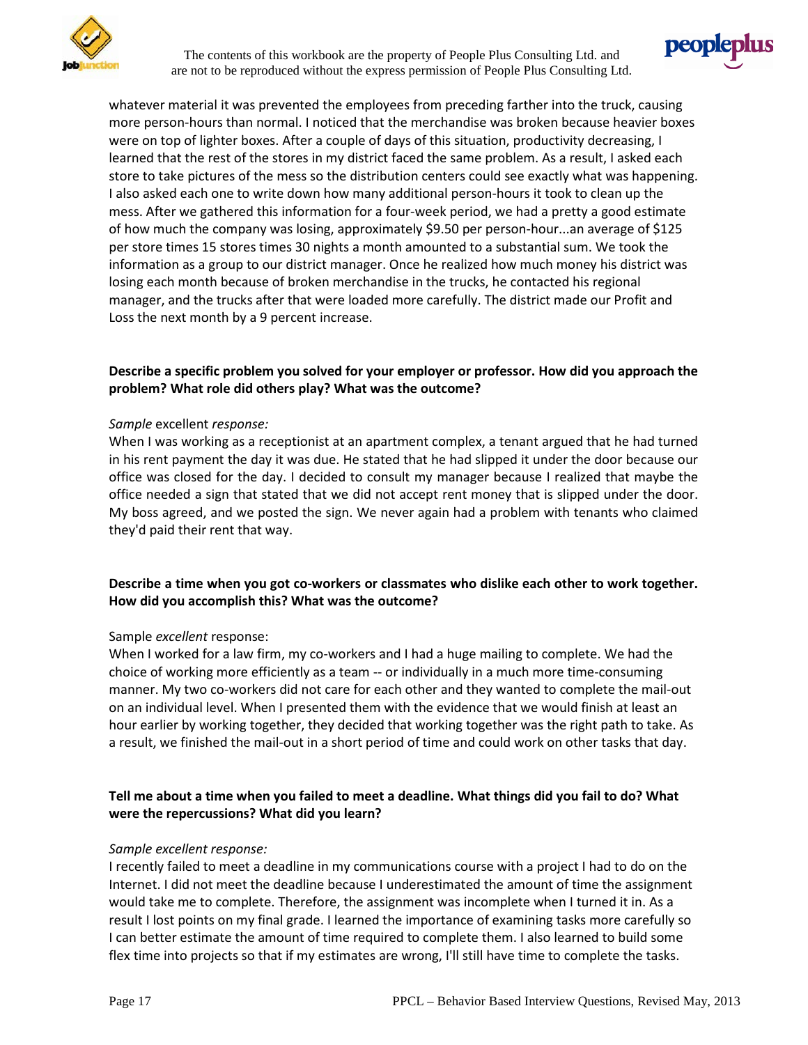whatever material it was prevented the employees from preceding farther into the truck, causing more person-hours than normal. I noticed that the merchandise was broken because heavier boxes were on top of lighter boxes. After a couple of days of this situation, productivity decreasing, I learned that the rest of the stores in my district faced the same problem. As a result, I asked each store to take pictures of the mess so the distribution centers could see exactly what was happening. I also asked each one to write down how many additional person-hours it took to clean up the mess. After we gathered this information for a four-week period, we had a pretty a good estimate of how much the company was losing, approximately $9.50 per person-hour...an average of $125 per store times 15 stores times 30 nights a month amounted to a substantial sum. We took the information as a group to our district manager. Once he realized how much money his district was losing each month because of broken merchandise in the trucks, he contacted his regional manager, and the trucks after that were loaded more carefully. The district made our Profit and Loss the next month by a 9 percent increase.

**Describe a specific problem you solved for your employer or professor. How did you approach the problem? What role did others play? What was the outcome?**

*Sample* excellent *response:*
When I was working as a receptionist at an apartment complex, a tenant argued that he had turned in his rent payment the day it was due. He stated that he had slipped it under the door because our office was closed for the day. I decided to consult my manager because I realized that maybe the office needed a sign that stated that we did not accept rent money that is slipped under the door. My boss agreed, and we posted the sign. We never again had a problem with tenants who claimed they'd paid their rent that way.

**Describe a time when you got co-workers or classmates who dislike each other to work together. How did you accomplish this? What was the outcome?**

Sample *excellent* response:
When I worked for a law firm, my co-workers and I had a huge mailing to complete. We had the choice of working more efficiently as a team -- or individually in a much more time-consuming manner. My two co-workers did not care for each other and they wanted to complete the mail-out on an individual level. When I presented them with the evidence that we would finish at least an hour earlier by working together, they decided that working together was the right path to take. As a result, we finished the mail-out in a short period of time and could work on other tasks that day.

**Tell me about a time when you failed to meet a deadline. What things did you fail to do? What were the repercussions? What did you learn?**

*Sample excellent response:*
I recently failed to meet a deadline in my communications course with a project I had to do on the Internet. I did not meet the deadline because I underestimated the amount of time the assignment would take me to complete. Therefore, the assignment was incomplete when I turned it in. As a result I lost points on my final grade. I learned the importance of examining tasks more carefully so I can better estimate the amount of time required to complete them. I also learned to build some flex time into projects so that if my estimates are wrong, I'll still have time to complete the tasks.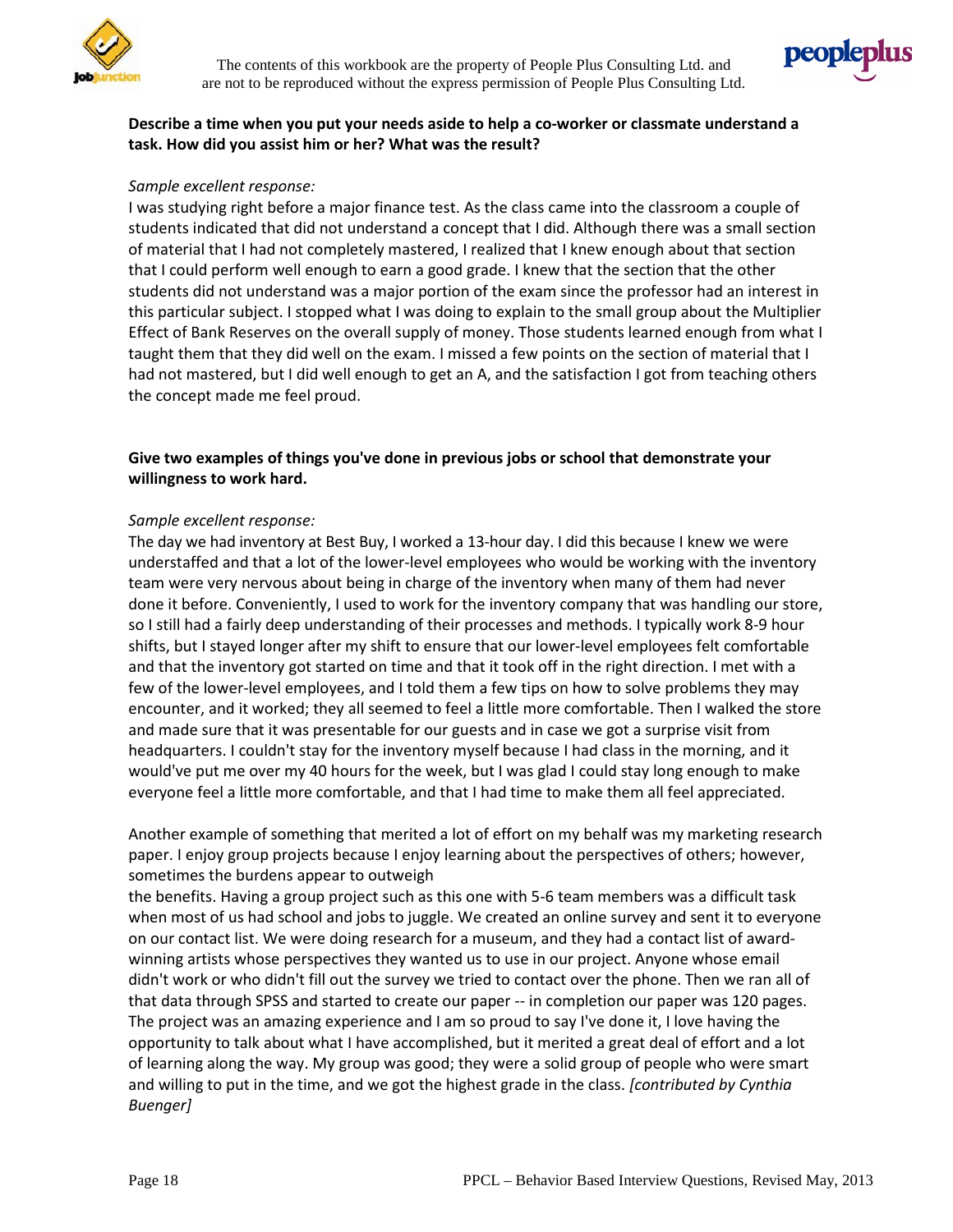**Describe a time when you put your needs aside to help a co-worker or classmate understand a task. How did you assist him or her? What was the result?**

*Sample excellent response:*

I was studying right before a major finance test. As the class came into the classroom a couple of students indicated that did not understand a concept that I did. Although there was a small section of material that I had not completely mastered, I realized that I knew enough about that section that I could perform well enough to earn a good grade. I knew that the section that the other students did not understand was a major portion of the exam since the professor had an interest in this particular subject. I stopped what I was doing to explain to the small group about the Multiplier Effect of Bank Reserves on the overall supply of money. Those students learned enough from what I taught them that they did well on the exam. I missed a few points on the section of material that I had not mastered, but I did well enough to get an A, and the satisfaction I got from teaching others the concept made me feel proud.

**Give two examples of things you've done in previous jobs or school that demonstrate your willingness to work hard.**

*Sample excellent response:*

The day we had inventory at Best Buy, I worked a 13-hour day. I did this because I knew we were understaffed and that a lot of the lower-level employees who would be working with the inventory team were very nervous about being in charge of the inventory when many of them had never done it before. Conveniently, I used to work for the inventory company that was handling our store, so I still had a fairly deep understanding of their processes and methods. I typically work 8-9 hour shifts, but I stayed longer after my shift to ensure that our lower-level employees felt comfortable and that the inventory got started on time and that it took off in the right direction. I met with a few of the lower-level employees, and I told them a few tips on how to solve problems they may encounter, and it worked; they all seemed to feel a little more comfortable. Then I walked the store and made sure that it was presentable for our guests and in case we got a surprise visit from headquarters. I couldn't stay for the inventory myself because I had class in the morning, and it would've put me over my 40 hours for the week, but I was glad I could stay long enough to make everyone feel a little more comfortable, and that I had time to make them all feel appreciated.

Another example of something that merited a lot of effort on my behalf was my marketing research paper. I enjoy group projects because I enjoy learning about the perspectives of others; however, sometimes the burdens appear to outweigh the benefits. Having a group project such as this one with 5-6 team members was a difficult task when most of us had school and jobs to juggle. We created an online survey and sent it to everyone on our contact list. We were doing research for a museum, and they had a contact list of award-winning artists whose perspectives they wanted us to use in our project. Anyone whose email didn't work or who didn't fill out the survey we tried to contact over the phone. Then we ran all of that data through SPSS and started to create our paper -- in completion our paper was 120 pages. The project was an amazing experience and I am so proud to say I've done it, I love having the opportunity to talk about what I have accomplished, but it merited a great deal of effort and a lot of learning along the way. My group was good; they were a solid group of people who were smart and willing to put in the time, and we got the highest grade in the class. *[contributed by Cynthia Buenger]*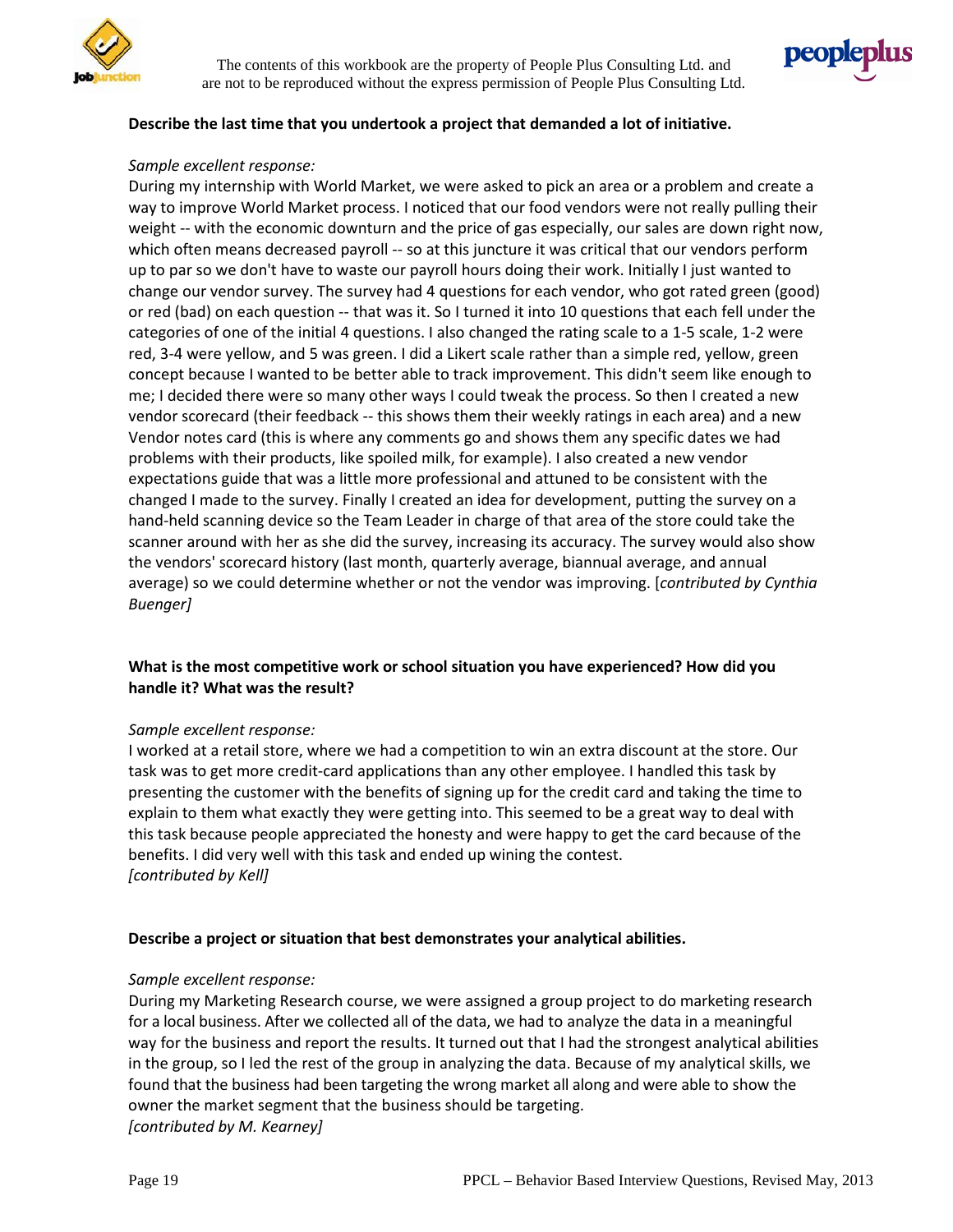**Describe the last time that you undertook a project that demanded a lot of initiative.**

*Sample excellent response:*

During my internship with World Market, we were asked to pick an area or a problem and create a way to improve World Market process. I noticed that our food vendors were not really pulling their weight -- with the economic downturn and the price of gas especially, our sales are down right now, which often means decreased payroll -- so at this juncture it was critical that our vendors perform up to par so we don't have to waste our payroll hours doing their work. Initially I just wanted to change our vendor survey. The survey had 4 questions for each vendor, who got rated green (good) or red (bad) on each question -- that was it. So I turned it into 10 questions that each fell under the categories of one of the initial 4 questions. I also changed the rating scale to a 1-5 scale, 1-2 were red, 3-4 were yellow, and 5 was green. I did a Likert scale rather than a simple red, yellow, green concept because I wanted to be better able to track improvement. This didn't seem like enough to me; I decided there were so many other ways I could tweak the process. So then I created a new vendor scorecard (their feedback -- this shows them their weekly ratings in each area) and a new Vendor notes card (this is where any comments go and shows them any specific dates we had problems with their products, like spoiled milk, for example). I also created a new vendor expectations guide that was a little more professional and attuned to be consistent with the changed I made to the survey. Finally I created an idea for development, putting the survey on a hand-held scanning device so the Team Leader in charge of that area of the store could take the scanner around with her as she did the survey, increasing its accuracy. The survey would also show the vendors' scorecard history (last month, quarterly average, biannual average, and annual average) so we could determine whether or not the vendor was improving. [*contributed by Cynthia Buenger]*

**What is the most competitive work or school situation you have experienced? How did you handle it? What was the result?**

*Sample excellent response:*

I worked at a retail store, where we had a competition to win an extra discount at the store. Our task was to get more credit-card applications than any other employee. I handled this task by presenting the customer with the benefits of signing up for the credit card and taking the time to explain to them what exactly they were getting into. This seemed to be a great way to deal with this task because people appreciated the honesty and were happy to get the card because of the benefits. I did very well with this task and ended up wining the contest.
*[contributed by Kell]*

**Describe a project or situation that best demonstrates your analytical abilities.**

*Sample excellent response:*

During my Marketing Research course, we were assigned a group project to do marketing research for a local business. After we collected all of the data, we had to analyze the data in a meaningful way for the business and report the results. It turned out that I had the strongest analytical abilities in the group, so I led the rest of the group in analyzing the data. Because of my analytical skills, we found that the business had been targeting the wrong market all along and were able to show the owner the market segment that the business should be targeting.
*[contributed by M. Kearney]*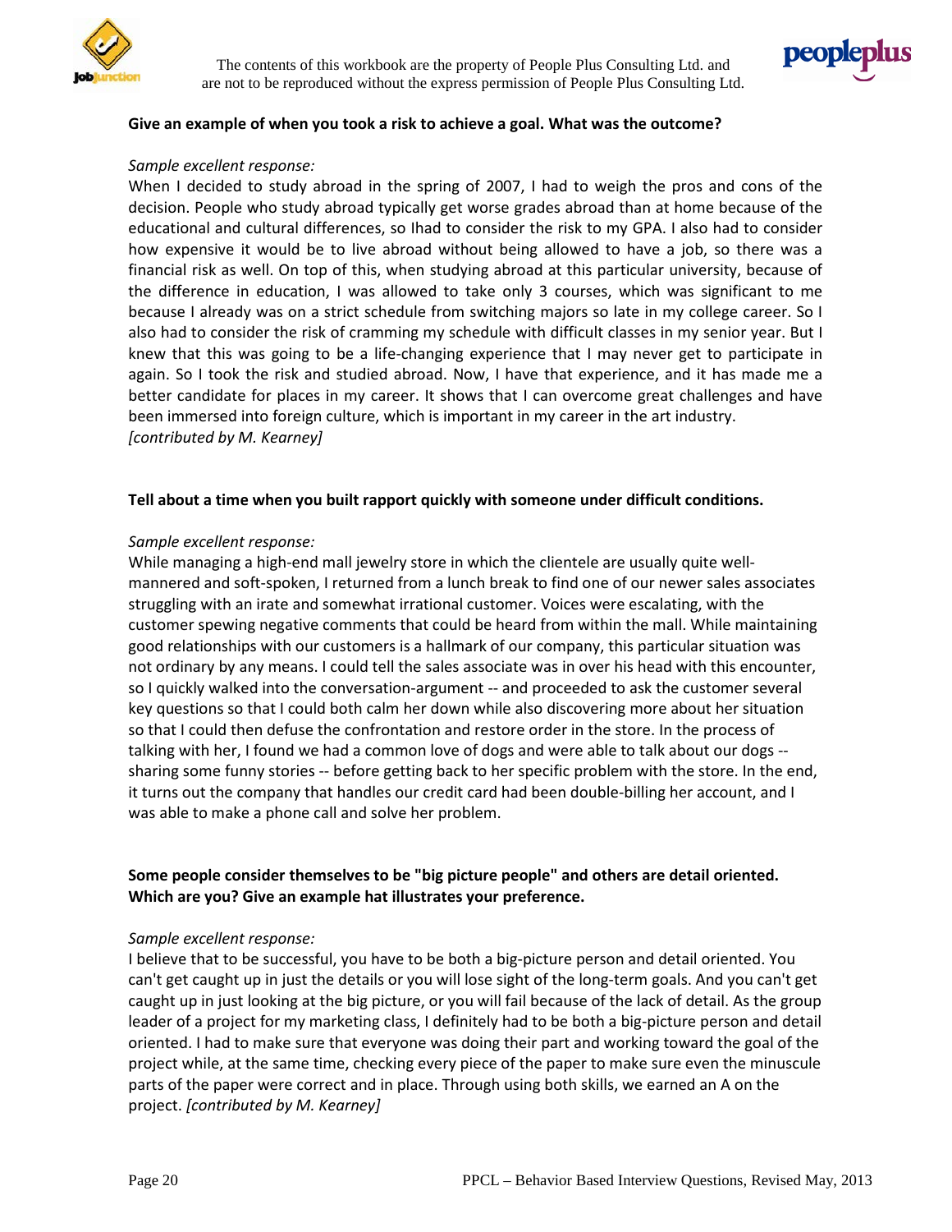**Give an example of when you took a risk to achieve a goal. What was the outcome?**

*Sample excellent response:*

When I decided to study abroad in the spring of 2007, I had to weigh the pros and cons of the decision. People who study abroad typically get worse grades abroad than at home because of the educational and cultural differences, so Ihad to consider the risk to my GPA. I also had to consider how expensive it would be to live abroad without being allowed to have a job, so there was a financial risk as well. On top of this, when studying abroad at this particular university, because of the difference in education, I was allowed to take only 3 courses, which was significant to me because I already was on a strict schedule from switching majors so late in my college career. So I also had to consider the risk of cramming my schedule with difficult classes in my senior year. But I knew that this was going to be a life-changing experience that I may never get to participate in again. So I took the risk and studied abroad. Now, I have that experience, and it has made me a better candidate for places in my career. It shows that I can overcome great challenges and have been immersed into foreign culture, which is important in my career in the art industry.
*[contributed by M. Kearney]*

**Tell about a time when you built rapport quickly with someone under difficult conditions.**

*Sample excellent response:*

While managing a high-end mall jewelry store in which the clientele are usually quite well-mannered and soft-spoken, I returned from a lunch break to find one of our newer sales associates struggling with an irate and somewhat irrational customer. Voices were escalating, with the customer spewing negative comments that could be heard from within the mall. While maintaining good relationships with our customers is a hallmark of our company, this particular situation was not ordinary by any means. I could tell the sales associate was in over his head with this encounter, so I quickly walked into the conversation-argument -- and proceeded to ask the customer several key questions so that I could both calm her down while also discovering more about her situation so that I could then defuse the confrontation and restore order in the store. In the process of talking with her, I found we had a common love of dogs and were able to talk about our dogs -- sharing some funny stories -- before getting back to her specific problem with the store. In the end, it turns out the company that handles our credit card had been double-billing her account, and I was able to make a phone call and solve her problem.

**Some people consider themselves to be "big picture people" and others are detail oriented. Which are you? Give an example hat illustrates your preference.**

*Sample excellent response:*

I believe that to be successful, you have to be both a big-picture person and detail oriented. You can't get caught up in just the details or you will lose sight of the long-term goals. And you can't get caught up in just looking at the big picture, or you will fail because of the lack of detail. As the group leader of a project for my marketing class, I definitely had to be both a big-picture person and detail oriented. I had to make sure that everyone was doing their part and working toward the goal of the project while, at the same time, checking every piece of the paper to make sure even the minuscule parts of the paper were correct and in place. Through using both skills, we earned an A on the project. *[contributed by M. Kearney]*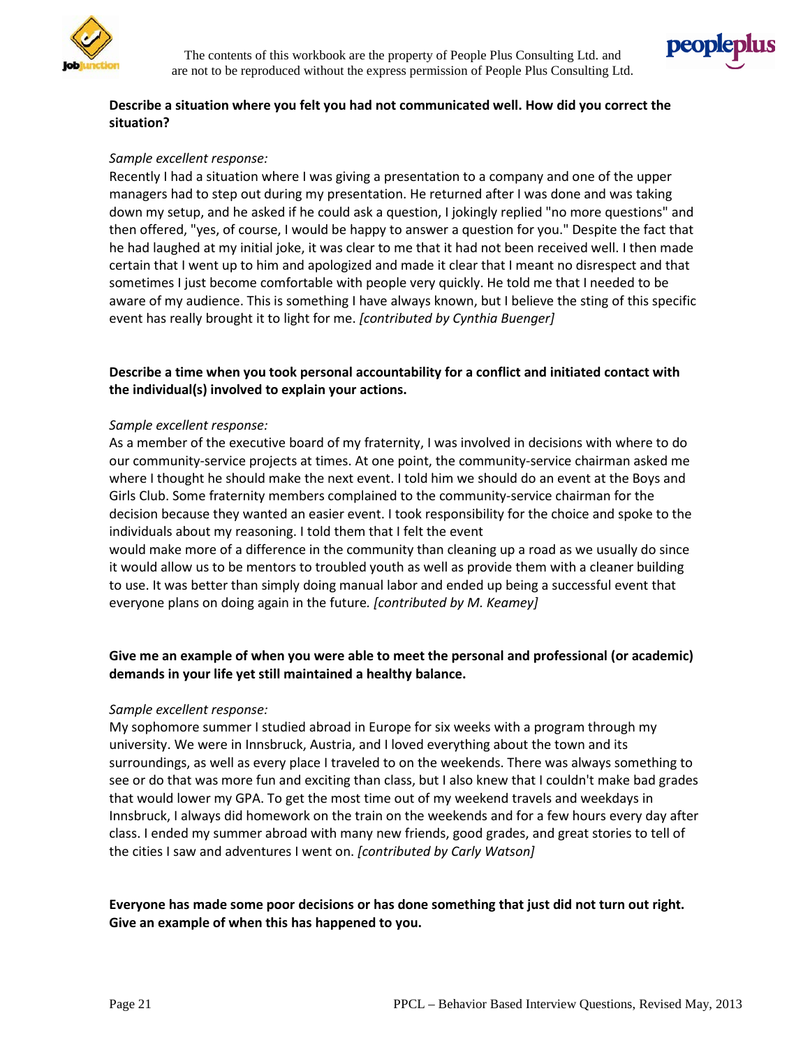**Describe a situation where you felt you had not communicated well. How did you correct the situation?**

*Sample excellent response:*

Recently I had a situation where I was giving a presentation to a company and one of the upper managers had to step out during my presentation. He returned after I was done and was taking down my setup, and he asked if he could ask a question, I jokingly replied "no more questions" and then offered, "yes, of course, I would be happy to answer a question for you." Despite the fact that he had laughed at my initial joke, it was clear to me that it had not been received well. I then made certain that I went up to him and apologized and made it clear that I meant no disrespect and that sometimes I just become comfortable with people very quickly. He told me that I needed to be aware of my audience. This is something I have always known, but I believe the sting of this specific event has really brought it to light for me. *[contributed by Cynthia Buenger]*

**Describe a time when you took personal accountability for a conflict and initiated contact with the individual(s) involved to explain your actions.**

*Sample excellent response:*

As a member of the executive board of my fraternity, I was involved in decisions with where to do our community-service projects at times. At one point, the community-service chairman asked me where I thought he should make the next event. I told him we should do an event at the Boys and Girls Club. Some fraternity members complained to the community-service chairman for the decision because they wanted an easier event. I took responsibility for the choice and spoke to the individuals about my reasoning. I told them that I felt the event would make more of a difference in the community than cleaning up a road as we usually do since it would allow us to be mentors to troubled youth as well as provide them with a cleaner building to use. It was better than simply doing manual labor and ended up being a successful event that everyone plans on doing again in the future. *[contributed by M. Keamey]*

**Give me an example of when you were able to meet the personal and professional (or academic) demands in your life yet still maintained a healthy balance.**

*Sample excellent response:*

My sophomore summer I studied abroad in Europe for six weeks with a program through my university. We were in Innsbruck, Austria, and I loved everything about the town and its surroundings, as well as every place I traveled to on the weekends. There was always something to see or do that was more fun and exciting than class, but I also knew that I couldn't make bad grades that would lower my GPA. To get the most time out of my weekend travels and weekdays in Innsbruck, I always did homework on the train on the weekends and for a few hours every day after class. I ended my summer abroad with many new friends, good grades, and great stories to tell of the cities I saw and adventures I went on. *[contributed by Carly Watson]*

**Everyone has made some poor decisions or has done something that just did not turn out right. Give an example of when this has happened to you.**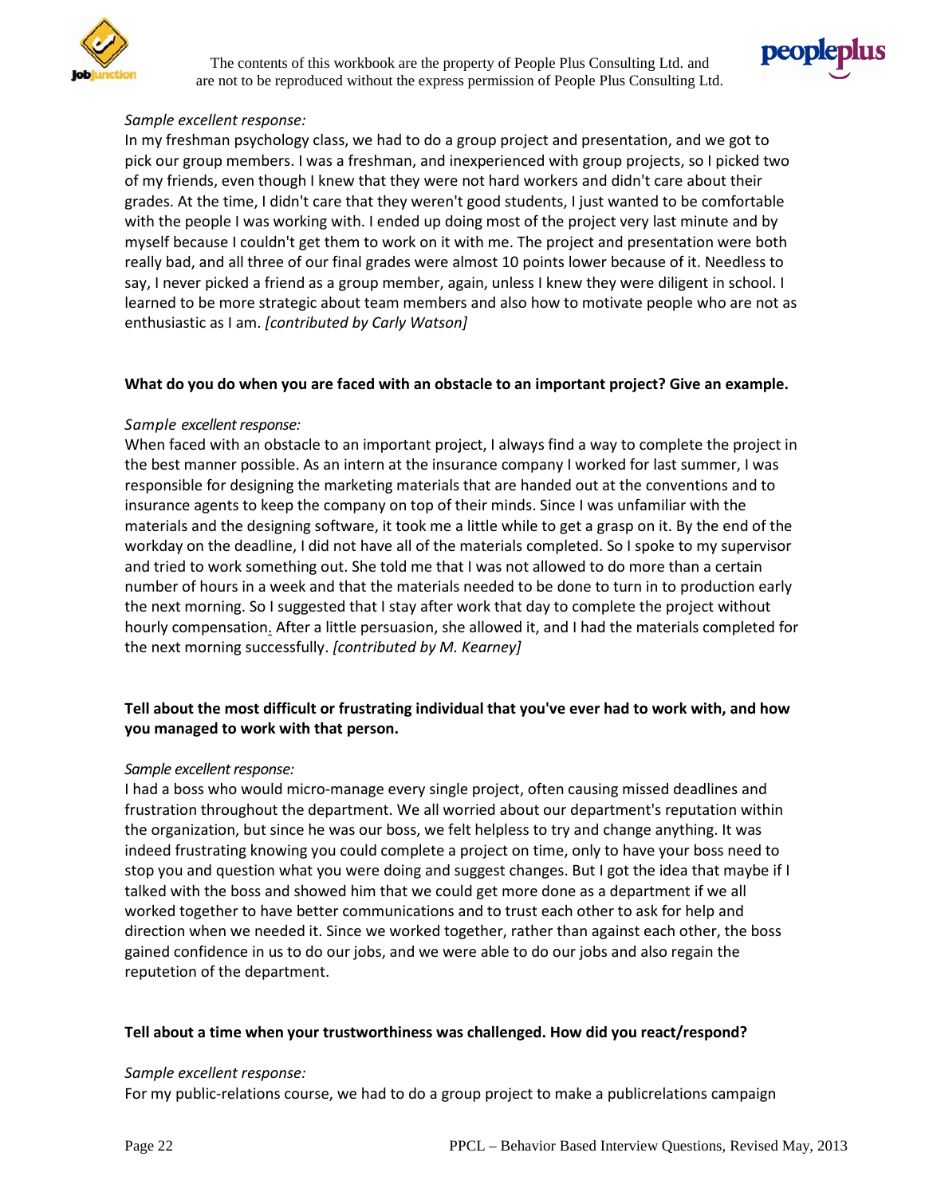*Sample excellent response:*

In my freshman psychology class, we had to do a group project and presentation, and we got to pick our group members. I was a freshman, and inexperienced with group projects, so I picked two of my friends, even though I knew that they were not hard workers and didn't care about their grades. At the time, I didn't care that they weren't good students, I just wanted to be comfortable with the people I was working with. I ended up doing most of the project very last minute and by myself because I couldn't get them to work on it with me. The project and presentation were both really bad, and all three of our final grades were almost 10 points lower because of it. Needless to say, I never picked a friend as a group member, again, unless I knew they were diligent in school. I learned to be more strategic about team members and also how to motivate people who are not as enthusiastic as I am. *[contributed by Carly Watson]*

**What do you do when you are faced with an obstacle to an important project? Give an example.**

*Sample excellent response:*

When faced with an obstacle to an important project, I always find a way to complete the project in the best manner possible. As an intern at the insurance company I worked for last summer, I was responsible for designing the marketing materials that are handed out at the conventions and to insurance agents to keep the company on top of their minds. Since I was unfamiliar with the materials and the designing software, it took me a little while to get a grasp on it. By the end of the workday on the deadline, I did not have all of the materials completed. So I spoke to my supervisor and tried to work something out. She told me that I was not allowed to do more than a certain number of hours in a week and that the materials needed to be done to turn in to production early the next morning. So I suggested that I stay after work that day to complete the project without hourly compensation. After a little persuasion, she allowed it, and I had the materials completed for the next morning successfully. *[contributed by M. Kearney]*

**Tell about the most difficult or frustrating individual that you've ever had to work with, and how you managed to work with that person.**

*Sample excellent response:*

I had a boss who would micro-manage every single project, often causing missed deadlines and frustration throughout the department. We all worried about our department's reputation within the organization, but since he was our boss, we felt helpless to try and change anything. It was indeed frustrating knowing you could complete a project on time, only to have your boss need to stop you and question what you were doing and suggest changes. But I got the idea that maybe if I talked with the boss and showed him that we could get more done as a department if we all worked together to have better communications and to trust each other to ask for help and direction when we needed it. Since we worked together, rather than against each other, the boss gained confidence in us to do our jobs, and we were able to do our jobs and also regain the reputetion of the department.

**Tell about a time when your trustworthiness was challenged. How did you react/respond?**

*Sample excellent response:*

For my public-relations course, we had to do a group project to make a publicrelations campaign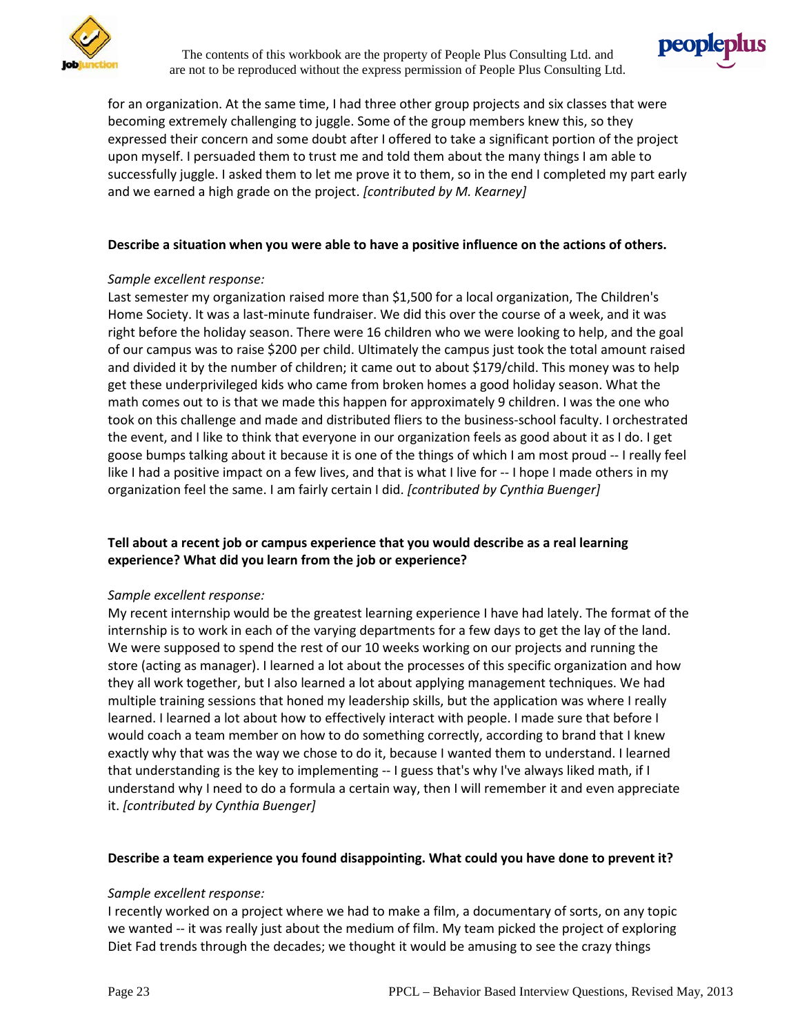for an organization. At the same time, I had three other group projects and six classes that were becoming extremely challenging to juggle. Some of the group members knew this, so they expressed their concern and some doubt after I offered to take a significant portion of the project upon myself. I persuaded them to trust me and told them about the many things I am able to successfully juggle. I asked them to let me prove it to them, so in the end I completed my part early and we earned a high grade on the project. *[contributed by M. Kearney]*

**Describe a situation when you were able to have a positive influence on the actions of others.**

*Sample excellent response:*
Last semester my organization raised more than $1,500 for a local organization, The Children's Home Society. It was a last-minute fundraiser. We did this over the course of a week, and it was right before the holiday season. There were 16 children who we were looking to help, and the goal of our campus was to raise $200 per child. Ultimately the campus just took the total amount raised and divided it by the number of children; it came out to about $179/child. This money was to help get these underprivileged kids who came from broken homes a good holiday season. What the math comes out to is that we made this happen for approximately 9 children. I was the one who took on this challenge and made and distributed fliers to the business-school faculty. I orchestrated the event, and I like to think that everyone in our organization feels as good about it as I do. I get goose bumps talking about it because it is one of the things of which I am most proud -- I really feel like I had a positive impact on a few lives, and that is what I live for -- I hope I made others in my organization feel the same. I am fairly certain I did. *[contributed by Cynthia Buenger]*

**Tell about a recent job or campus experience that you would describe as a real learning experience? What did you learn from the job or experience?**

*Sample excellent response:*
My recent internship would be the greatest learning experience I have had lately. The format of the internship is to work in each of the varying departments for a few days to get the lay of the land. We were supposed to spend the rest of our 10 weeks working on our projects and running the store (acting as manager). I learned a lot about the processes of this specific organization and how they all work together, but I also learned a lot about applying management techniques. We had multiple training sessions that honed my leadership skills, but the application was where I really learned. I learned a lot about how to effectively interact with people. I made sure that before I would coach a team member on how to do something correctly, according to brand that I knew exactly why that was the way we chose to do it, because I wanted them to understand. I learned that understanding is the key to implementing -- I guess that's why I've always liked math, if I understand why I need to do a formula a certain way, then I will remember it and even appreciate it. *[contributed by Cynthia Buenger]*

**Describe a team experience you found disappointing. What could you have done to prevent it?**

*Sample excellent response:*
I recently worked on a project where we had to make a film, a documentary of sorts, on any topic we wanted -- it was really just about the medium of film. My team picked the project of exploring Diet Fad trends through the decades; we thought it would be amusing to see the crazy things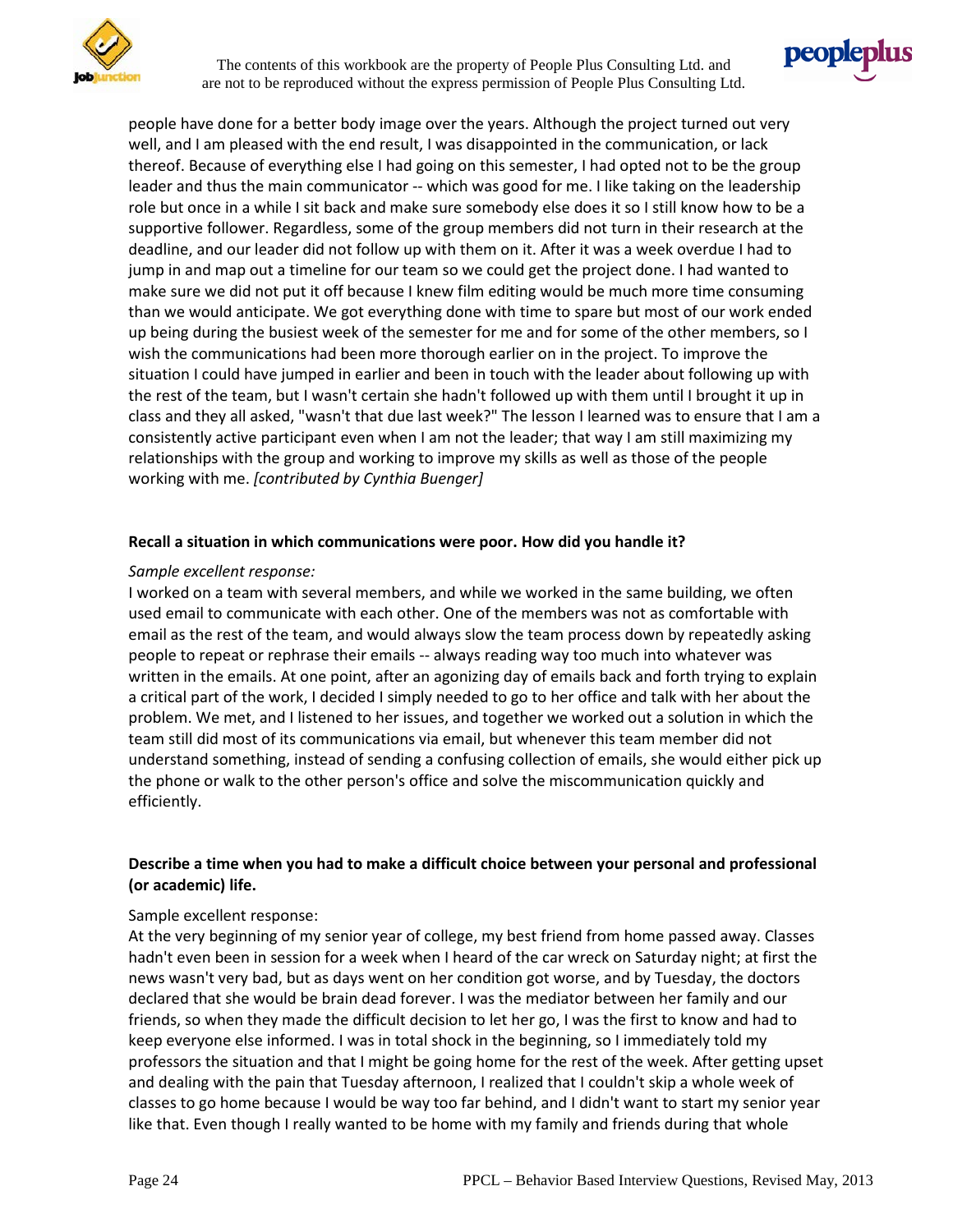people have done for a better body image over the years. Although the project turned out very well, and I am pleased with the end result, I was disappointed in the communication, or lack thereof. Because of everything else I had going on this semester, I had opted not to be the group leader and thus the main communicator -- which was good for me. I like taking on the leadership role but once in a while I sit back and make sure somebody else does it so I still know how to be a supportive follower. Regardless, some of the group members did not turn in their research at the deadline, and our leader did not follow up with them on it. After it was a week overdue I had to jump in and map out a timeline for our team so we could get the project done. I had wanted to make sure we did not put it off because I knew film editing would be much more time consuming than we would anticipate. We got everything done with time to spare but most of our work ended up being during the busiest week of the semester for me and for some of the other members, so I wish the communications had been more thorough earlier on in the project. To improve the situation I could have jumped in earlier and been in touch with the leader about following up with the rest of the team, but I wasn't certain she hadn't followed up with them until I brought it up in class and they all asked, "wasn't that due last week?" The lesson I learned was to ensure that I am a consistently active participant even when I am not the leader; that way I am still maximizing my relationships with the group and working to improve my skills as well as those of the people working with me. *[contributed by Cynthia Buenger]*

**Recall a situation in which communications were poor. How did you handle it?**

*Sample excellent response:*

I worked on a team with several members, and while we worked in the same building, we often used email to communicate with each other. One of the members was not as comfortable with email as the rest of the team, and would always slow the team process down by repeatedly asking people to repeat or rephrase their emails -- always reading way too much into whatever was written in the emails. At one point, after an agonizing day of emails back and forth trying to explain a critical part of the work, I decided I simply needed to go to her office and talk with her about the problem. We met, and I listened to her issues, and together we worked out a solution in which the team still did most of its communications via email, but whenever this team member did not understand something, instead of sending a confusing collection of emails, she would either pick up the phone or walk to the other person's office and solve the miscommunication quickly and efficiently.

**Describe a time when you had to make a difficult choice between your personal and professional (or academic) life.**

Sample excellent response:

At the very beginning of my senior year of college, my best friend from home passed away. Classes hadn't even been in session for a week when I heard of the car wreck on Saturday night; at first the news wasn't very bad, but as days went on her condition got worse, and by Tuesday, the doctors declared that she would be brain dead forever. I was the mediator between her family and our friends, so when they made the difficult decision to let her go, I was the first to know and had to keep everyone else informed. I was in total shock in the beginning, so I immediately told my professors the situation and that I might be going home for the rest of the week. After getting upset and dealing with the pain that Tuesday afternoon, I realized that I couldn't skip a whole week of classes to go home because I would be way too far behind, and I didn't want to start my senior year like that. Even though I really wanted to be home with my family and friends during that whole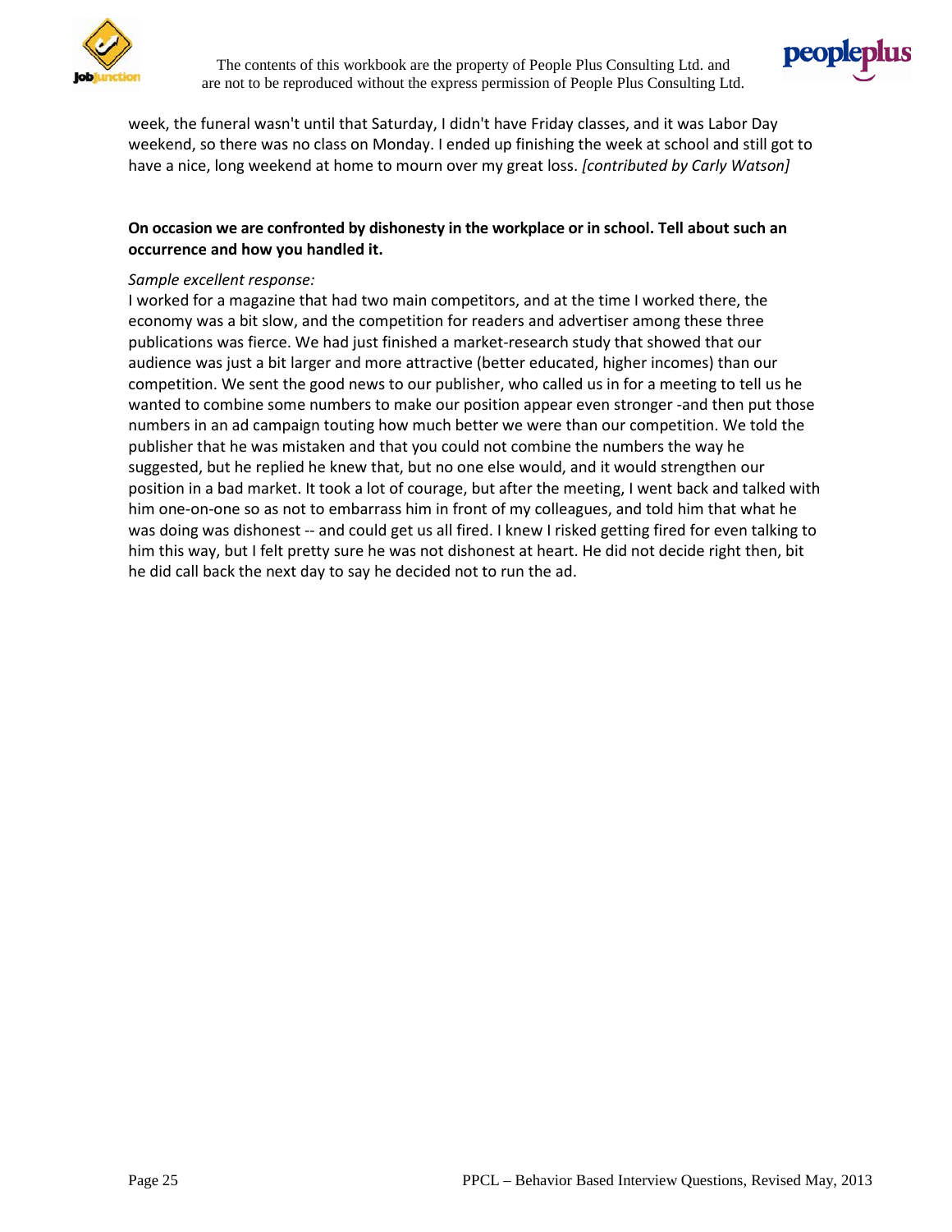week, the funeral wasn't until that Saturday, I didn't have Friday classes, and it was Labor Day weekend, so there was no class on Monday. I ended up finishing the week at school and still got to have a nice, long weekend at home to mourn over my great loss. *[contributed by Carly Watson]*

**On occasion we are confronted by dishonesty in the workplace or in school. Tell about such an occurrence and how you handled it.**

*Sample excellent response:*

I worked for a magazine that had two main competitors, and at the time I worked there, the economy was a bit slow, and the competition for readers and advertiser among these three publications was fierce. We had just finished a market-research study that showed that our audience was just a bit larger and more attractive (better educated, higher incomes) than our competition. We sent the good news to our publisher, who called us in for a meeting to tell us he wanted to combine some numbers to make our position appear even stronger -and then put those numbers in an ad campaign touting how much better we were than our competition. We told the publisher that he was mistaken and that you could not combine the numbers the way he suggested, but he replied he knew that, but no one else would, and it would strengthen our position in a bad market. It took a lot of courage, but after the meeting, I went back and talked with him one-on-one so as not to embarrass him in front of my colleagues, and told him that what he was doing was dishonest -- and could get us all fired. I knew I risked getting fired for even talking to him this way, but I felt pretty sure he was not dishonest at heart. He did not decide right then, bit he did call back the next day to say he decided not to run the ad.